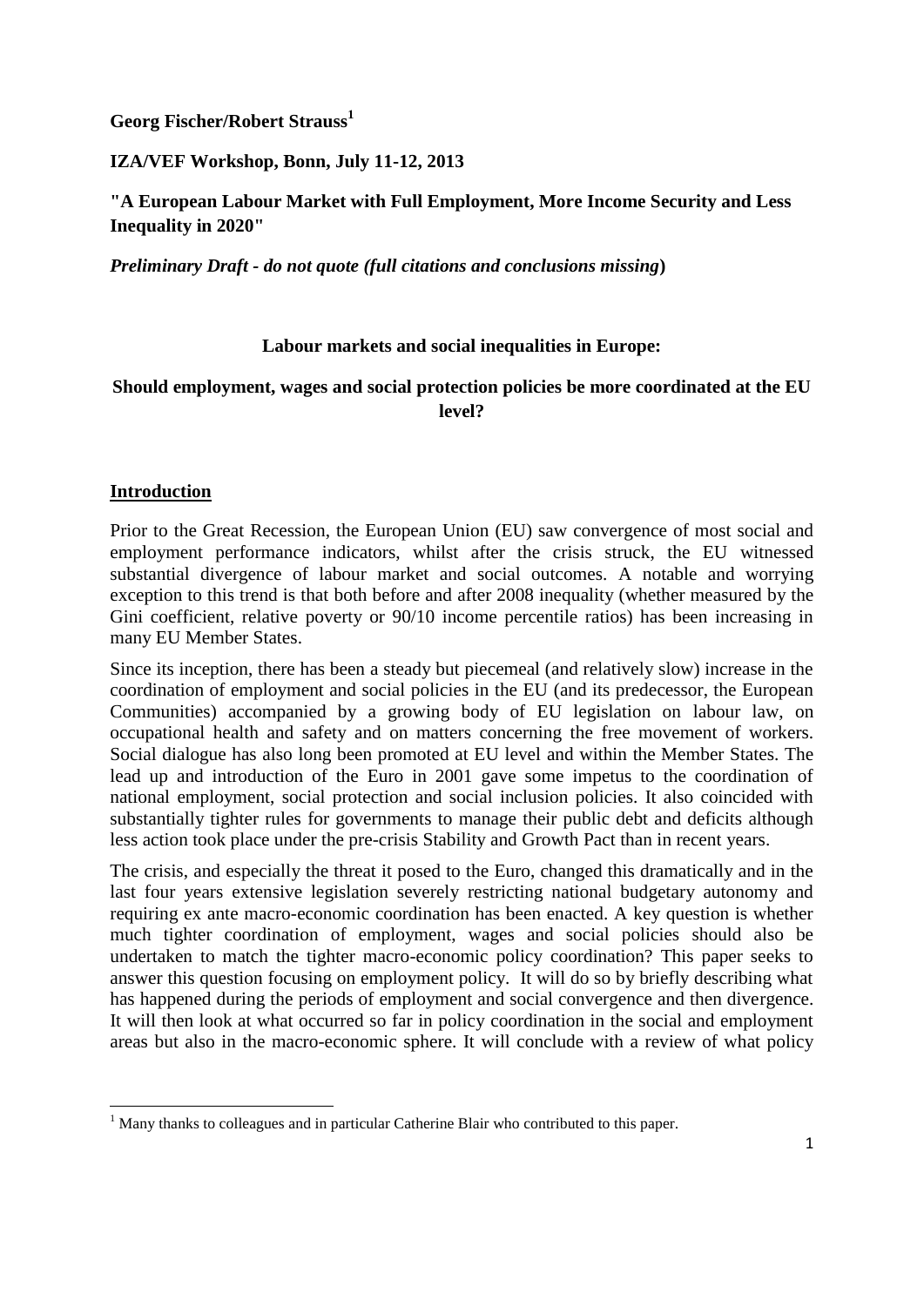**Georg Fischer/Robert Strauss**[1]

**IZA/VEF Workshop, Bonn, July 11-12, 2013**

**"A European Labour Market with Full Employment, More Income Security and Less Inequality in 2020"**

***Preliminary Draft - do not quote (full citations and conclusions missing*)**

**Labour markets and social inequalities in Europe:**

**Should employment, wages and social protection policies be more coordinated at the EU level?**

## Introduction

Prior to the Great Recession, the European Union (EU) saw convergence of most social and employment performance indicators, whilst after the crisis struck, the EU witnessed substantial divergence of labour market and social outcomes. A notable and worrying exception to this trend is that both before and after 2008 inequality (whether measured by the Gini coefficient, relative poverty or 90/10 income percentile ratios) has been increasing in many EU Member States.

Since its inception, there has been a steady but piecemeal (and relatively slow) increase in the coordination of employment and social policies in the EU (and its predecessor, the European Communities) accompanied by a growing body of EU legislation on labour law, on occupational health and safety and on matters concerning the free movement of workers. Social dialogue has also long been promoted at EU level and within the Member States. The lead up and introduction of the Euro in 2001 gave some impetus to the coordination of national employment, social protection and social inclusion policies. It also coincided with substantially tighter rules for governments to manage their public debt and deficits although less action took place under the pre-crisis Stability and Growth Pact than in recent years.

The crisis, and especially the threat it posed to the Euro, changed this dramatically and in the last four years extensive legislation severely restricting national budgetary autonomy and requiring ex ante macro-economic coordination has been enacted. A key question is whether much tighter coordination of employment, wages and social policies should also be undertaken to match the tighter macro-economic policy coordination? This paper seeks to answer this question focusing on employment policy. It will do so by briefly describing what has happened during the periods of employment and social convergence and then divergence. It will then look at what occurred so far in policy coordination in the social and employment areas but also in the macro-economic sphere. It will conclude with a review of what policy

[1] Many thanks to colleagues and in particular Catherine Blair who contributed to this paper.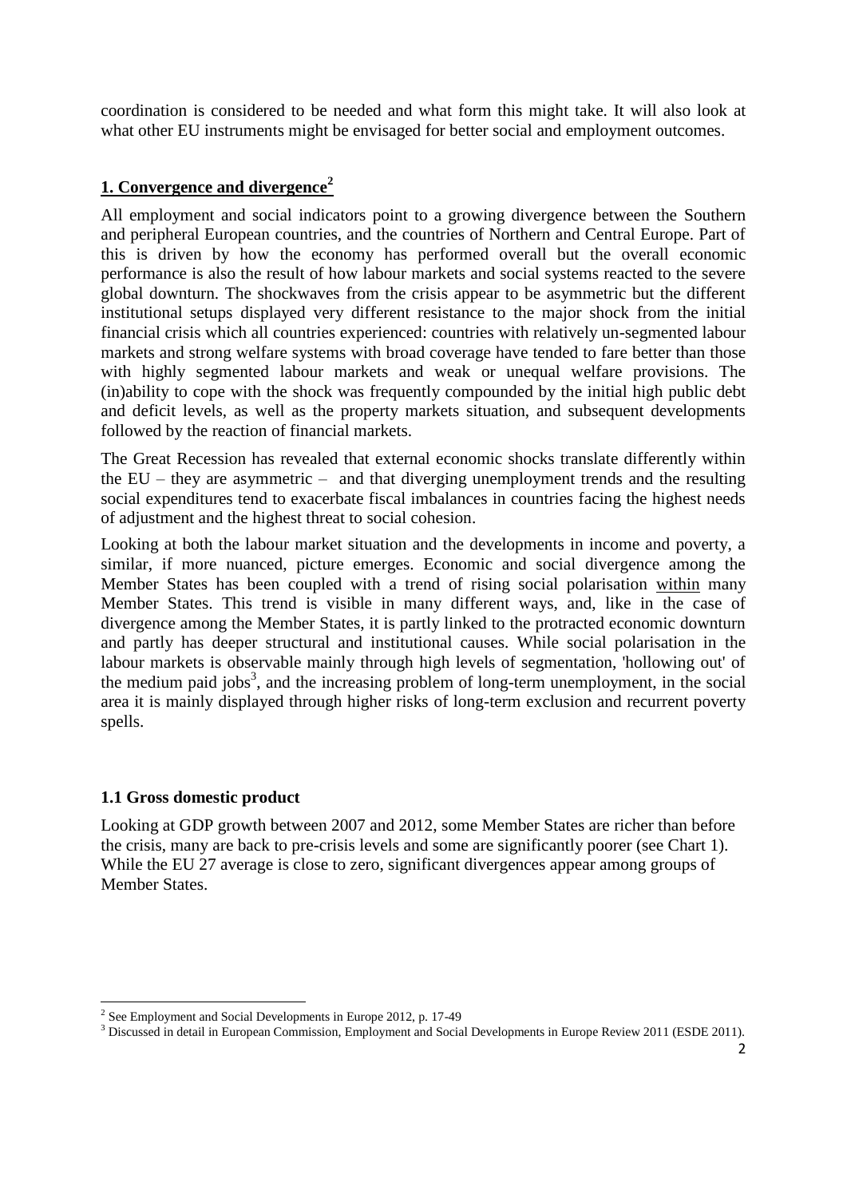coordination is considered to be needed and what form this might take. It will also look at what other EU instruments might be envisaged for better social and employment outcomes.

## 1. Convergence and divergence[2]

All employment and social indicators point to a growing divergence between the Southern and peripheral European countries, and the countries of Northern and Central Europe. Part of this is driven by how the economy has performed overall but the overall economic performance is also the result of how labour markets and social systems reacted to the severe global downturn. The shockwaves from the crisis appear to be asymmetric but the different institutional setups displayed very different resistance to the major shock from the initial financial crisis which all countries experienced: countries with relatively un-segmented labour markets and strong welfare systems with broad coverage have tended to fare better than those with highly segmented labour markets and weak or unequal welfare provisions. The (in)ability to cope with the shock was frequently compounded by the initial high public debt and deficit levels, as well as the property markets situation, and subsequent developments followed by the reaction of financial markets.

The Great Recession has revealed that external economic shocks translate differently within the EU – they are asymmetric – and that diverging unemployment trends and the resulting social expenditures tend to exacerbate fiscal imbalances in countries facing the highest needs of adjustment and the highest threat to social cohesion.

Looking at both the labour market situation and the developments in income and poverty, a similar, if more nuanced, picture emerges. Economic and social divergence among the Member States has been coupled with a trend of rising social polarisation <u>within</u> many Member States. This trend is visible in many different ways, and, like in the case of divergence among the Member States, it is partly linked to the protracted economic downturn and partly has deeper structural and institutional causes. While social polarisation in the labour markets is observable mainly through high levels of segmentation, 'hollowing out' of the medium paid jobs[3], and the increasing problem of long-term unemployment, in the social area it is mainly displayed through higher risks of long-term exclusion and recurrent poverty spells.

### 1.1 Gross domestic product

Looking at GDP growth between 2007 and 2012, some Member States are richer than before the crisis, many are back to pre-crisis levels and some are significantly poorer (see Chart 1). While the EU 27 average is close to zero, significant divergences appear among groups of Member States.

---

[2] See Employment and Social Developments in Europe 2012, p. 17-49

[3] Discussed in detail in European Commission, Employment and Social Developments in Europe Review 2011 (ESDE 2011).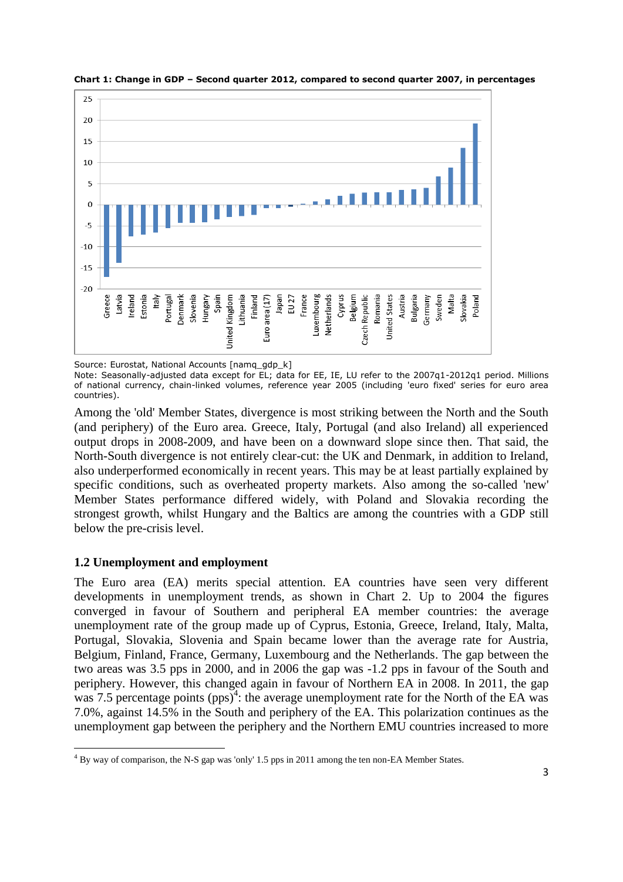**Chart 1: Change in GDP – Second quarter 2012, compared to second quarter 2007, in percentages**

Source: Eurostat, National Accounts [namq_gdp_k]
Note: Seasonally-adjusted data except for EL; data for EE, IE, LU refer to the 2007q1-2012q1 period. Millions of national currency, chain-linked volumes, reference year 2005 (including 'euro fixed' series for euro area countries).

Among the 'old' Member States, divergence is most striking between the North and the South (and periphery) of the Euro area. Greece, Italy, Portugal (and also Ireland) all experienced output drops in 2008-2009, and have been on a downward slope since then. That said, the North-South divergence is not entirely clear-cut: the UK and Denmark, in addition to Ireland, also underperformed economically in recent years. This may be at least partially explained by specific conditions, such as overheated property markets. Also among the so-called 'new' Member States performance differed widely, with Poland and Slovakia recording the strongest growth, whilst Hungary and the Baltics are among the countries with a GDP still below the pre-crisis level.

### 1.2 Unemployment and employment

The Euro area (EA) merits special attention. EA countries have seen very different developments in unemployment trends, as shown in Chart 2. Up to 2004 the figures converged in favour of Southern and peripheral EA member countries: the average unemployment rate of the group made up of Cyprus, Estonia, Greece, Ireland, Italy, Malta, Portugal, Slovakia, Slovenia and Spain became lower than the average rate for Austria, Belgium, Finland, France, Germany, Luxembourg and the Netherlands. The gap between the two areas was 3.5 pps in 2000, and in 2006 the gap was -1.2 pps in favour of the South and periphery. However, this changed again in favour of Northern EA in 2008. In 2011, the gap was 7.5 percentage points (pps)[4]: the average unemployment rate for the North of the EA was 7.0%, against 14.5% in the South and periphery of the EA. This polarization continues as the unemployment gap between the periphery and the Northern EMU countries increased to more

---

[4] By way of comparison, the N-S gap was 'only' 1.5 pps in 2011 among the ten non-EA Member States.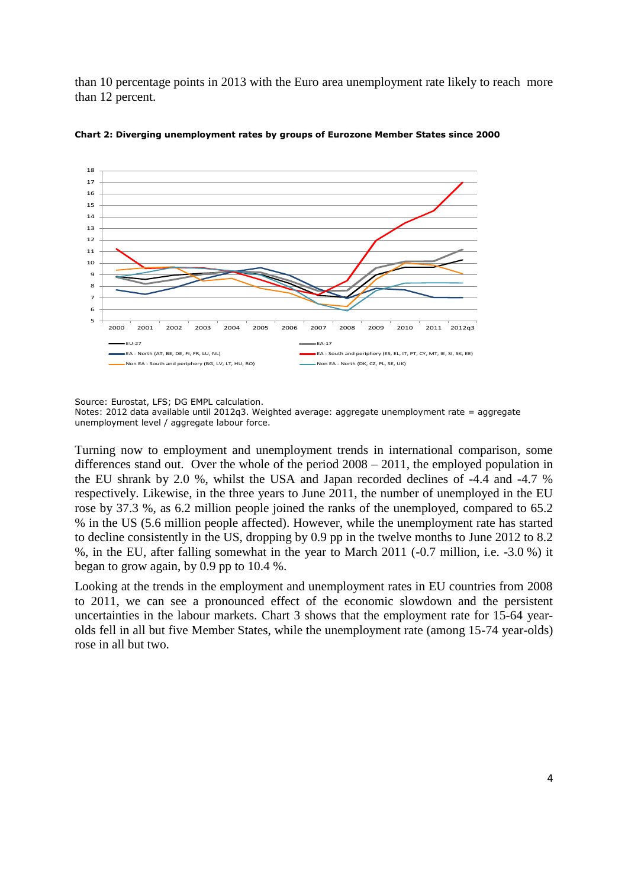than 10 percentage points in 2013 with the Euro area unemployment rate likely to reach more than 12 percent.

**Chart 2: Diverging unemployment rates by groups of Eurozone Member States since 2000**

Source: Eurostat, LFS; DG EMPL calculation.
Notes: 2012 data available until 2012q3. Weighted average: aggregate unemployment rate = aggregate unemployment level / aggregate labour force.

Turning now to employment and unemployment trends in international comparison, some differences stand out. Over the whole of the period 2008 – 2011, the employed population in the EU shrank by 2.0 %, whilst the USA and Japan recorded declines of -4.4 and -4.7 % respectively. Likewise, in the three years to June 2011, the number of unemployed in the EU rose by 37.3 %, as 6.2 million people joined the ranks of the unemployed, compared to 65.2 % in the US (5.6 million people affected). However, while the unemployment rate has started to decline consistently in the US, dropping by 0.9 pp in the twelve months to June 2012 to 8.2 %, in the EU, after falling somewhat in the year to March 2011 (-0.7 million, i.e. -3.0 %) it began to grow again, by 0.9 pp to 10.4 %.

Looking at the trends in the employment and unemployment rates in EU countries from 2008 to 2011, we can see a pronounced effect of the economic slowdown and the persistent uncertainties in the labour markets. Chart 3 shows that the employment rate for 15-64 year-olds fell in all but five Member States, while the unemployment rate (among 15-74 year-olds) rose in all but two.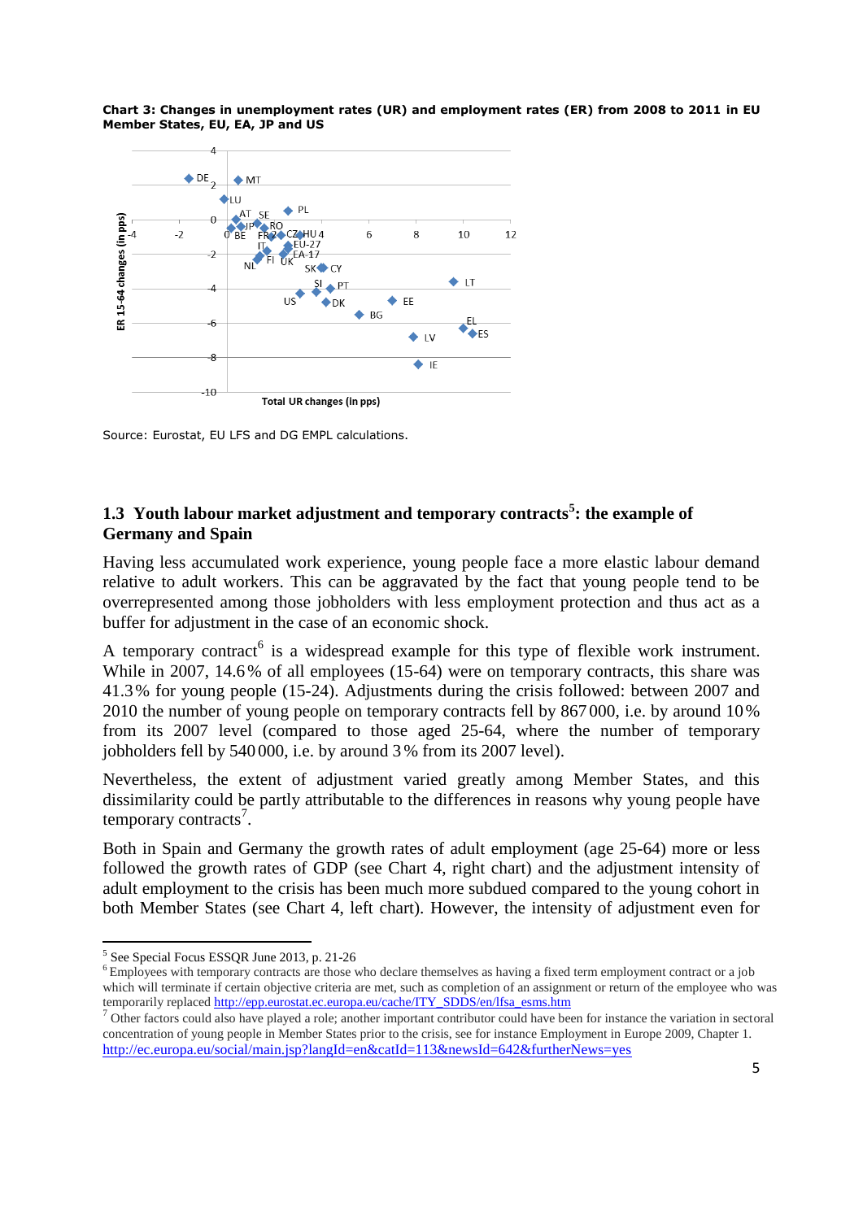**Chart 3: Changes in unemployment rates (UR) and employment rates (ER) from 2008 to 2011 in EU Member States, EU, EA, JP and US**

Source: Eurostat, EU LFS and DG EMPL calculations.

## 1.3 Youth labour market adjustment and temporary contracts[5]: the example of Germany and Spain

Having less accumulated work experience, young people face a more elastic labour demand relative to adult workers. This can be aggravated by the fact that young people tend to be overrepresented among those jobholders with less employment protection and thus act as a buffer for adjustment in the case of an economic shock.

A temporary contract[6] is a widespread example for this type of flexible work instrument. While in 2007, 14.6 % of all employees (15-64) were on temporary contracts, this share was 41.3 % for young people (15-24). Adjustments during the crisis followed: between 2007 and 2010 the number of young people on temporary contracts fell by 867 000, i.e. by around 10 % from its 2007 level (compared to those aged 25-64, where the number of temporary jobholders fell by 540 000, i.e. by around 3 % from its 2007 level).

Nevertheless, the extent of adjustment varied greatly among Member States, and this dissimilarity could be partly attributable to the differences in reasons why young people have temporary contracts[7].

Both in Spain and Germany the growth rates of adult employment (age 25-64) more or less followed the growth rates of GDP (see Chart 4, right chart) and the adjustment intensity of adult employment to the crisis has been much more subdued compared to the young cohort in both Member States (see Chart 4, left chart). However, the intensity of adjustment even for

[5] See Special Focus ESSQR June 2013, p. 21-26

[6] Employees with temporary contracts are those who declare themselves as having a fixed term employment contract or a job which will terminate if certain objective criteria are met, such as completion of an assignment or return of the employee who was temporarily replaced http://epp.eurostat.ec.europa.eu/cache/ITY_SDDS/en/lfsa_esms.htm

[7] Other factors could also have played a role; another important contributor could have been for instance the variation in sectoral concentration of young people in Member States prior to the crisis, see for instance Employment in Europe 2009, Chapter 1. http://ec.europa.eu/social/main.jsp?langId=en&catId=113&newsId=642&furtherNews=yes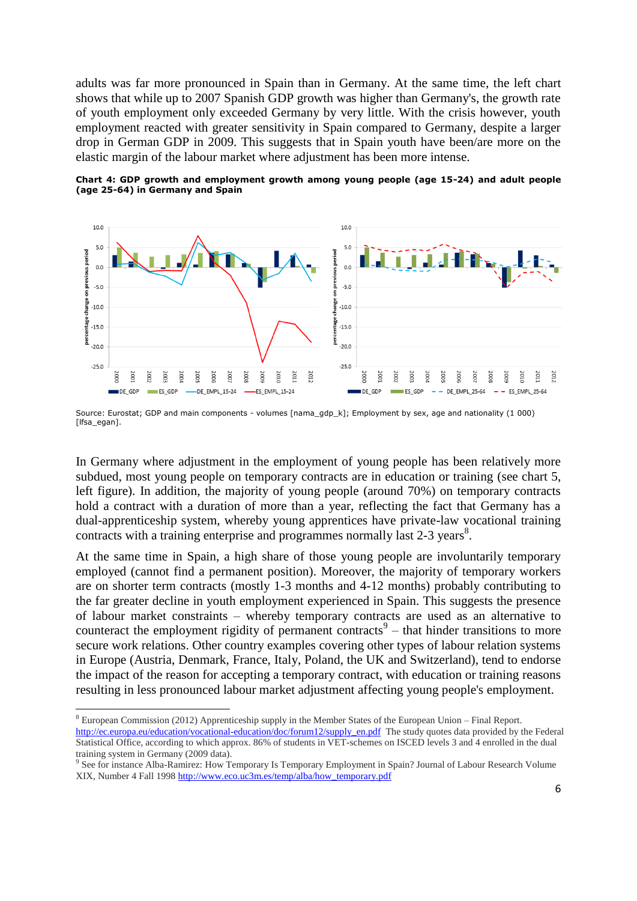adults was far more pronounced in Spain than in Germany. At the same time, the left chart shows that while up to 2007 Spanish GDP growth was higher than Germany's, the growth rate of youth employment only exceeded Germany by very little. With the crisis however, youth employment reacted with greater sensitivity in Spain compared to Germany, despite a larger drop in German GDP in 2009. This suggests that in Spain youth have been/are more on the elastic margin of the labour market where adjustment has been more intense.

**Chart 4: GDP growth and employment growth among young people (age 15-24) and adult people (age 25-64) in Germany and Spain**

Source: Eurostat; GDP and main components - volumes [nama_gdp_k]; Employment by sex, age and nationality (1 000) [lfsa_egan].

In Germany where adjustment in the employment of young people has been relatively more subdued, most young people on temporary contracts are in education or training (see chart 5, left figure). In addition, the majority of young people (around 70%) on temporary contracts hold a contract with a duration of more than a year, reflecting the fact that Germany has a dual-apprenticeship system, whereby young apprentices have private-law vocational training contracts with a training enterprise and programmes normally last 2-3 years[8].

At the same time in Spain, a high share of those young people are involuntarily temporary employed (cannot find a permanent position). Moreover, the majority of temporary workers are on shorter term contracts (mostly 1-3 months and 4-12 months) probably contributing to the far greater decline in youth employment experienced in Spain. This suggests the presence of labour market constraints – whereby temporary contracts are used as an alternative to counteract the employment rigidity of permanent contracts[9] – that hinder transitions to more secure work relations. Other country examples covering other types of labour relation systems in Europe (Austria, Denmark, France, Italy, Poland, the UK and Switzerland), tend to endorse the impact of the reason for accepting a temporary contract, with education or training reasons resulting in less pronounced labour market adjustment affecting young people's employment.

---

[8] European Commission (2012) Apprenticeship supply in the Member States of the European Union – Final Report. http://ec.europa.eu/education/vocational-education/doc/forum12/supply_en.pdf The study quotes data provided by the Federal Statistical Office, according to which approx. 86% of students in VET-schemes on ISCED levels 3 and 4 enrolled in the dual training system in Germany (2009 data).

[9] See for instance Alba-Ramirez: How Temporary Is Temporary Employment in Spain? Journal of Labour Research Volume XIX, Number 4 Fall 1998 http://www.eco.uc3m.es/temp/alba/how_temporary.pdf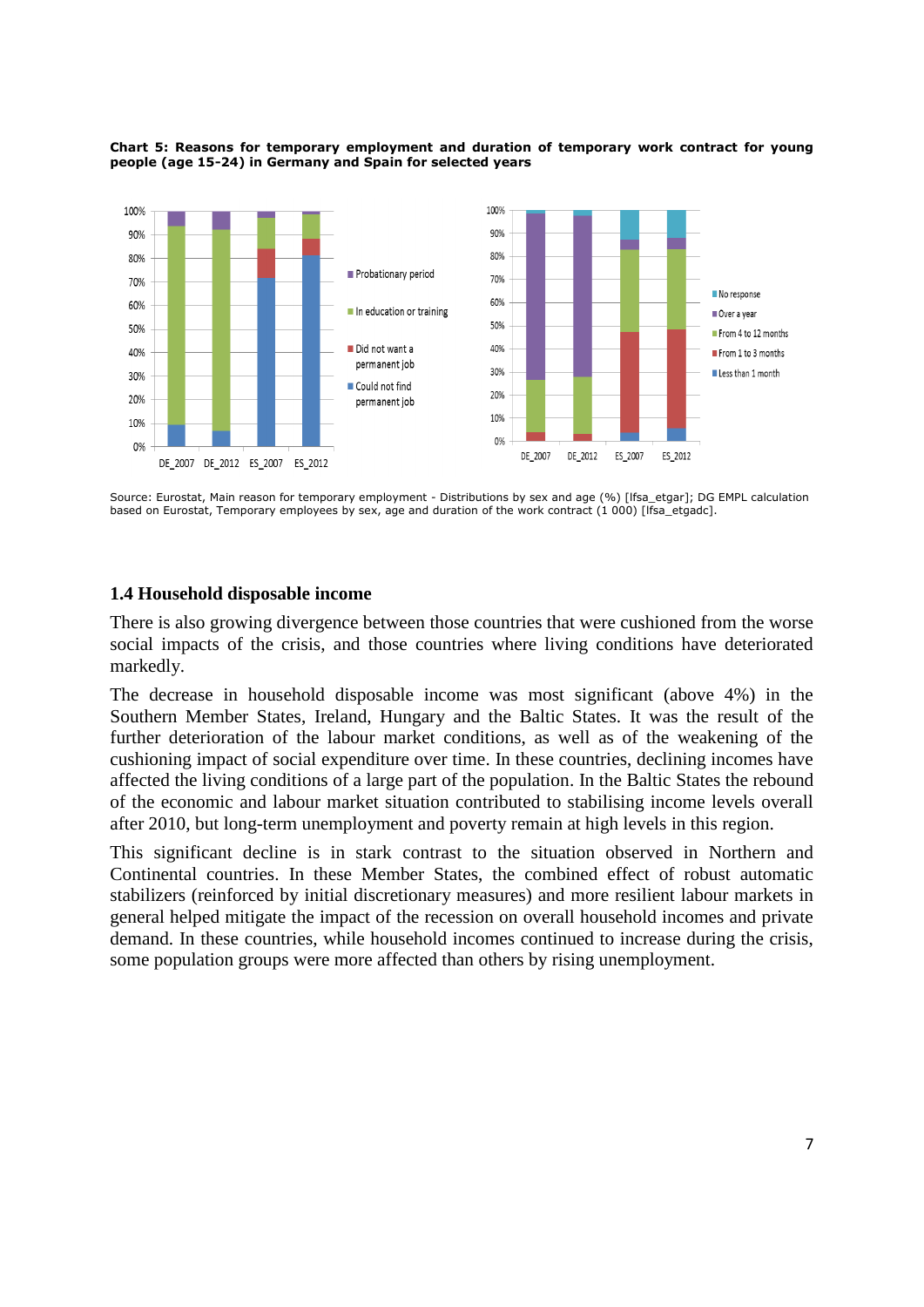**Chart 5: Reasons for temporary employment and duration of temporary work contract for young people (age 15-24) in Germany and Spain for selected years**

Source: Eurostat, Main reason for temporary employment - Distributions by sex and age (%) [lfsa_etgar]; DG EMPL calculation based on Eurostat, Temporary employees by sex, age and duration of the work contract (1 000) [lfsa_etgadc].

### 1.4 Household disposable income

There is also growing divergence between those countries that were cushioned from the worse social impacts of the crisis, and those countries where living conditions have deteriorated markedly.

The decrease in household disposable income was most significant (above 4%) in the Southern Member States, Ireland, Hungary and the Baltic States. It was the result of the further deterioration of the labour market conditions, as well as of the weakening of the cushioning impact of social expenditure over time. In these countries, declining incomes have affected the living conditions of a large part of the population. In the Baltic States the rebound of the economic and labour market situation contributed to stabilising income levels overall after 2010, but long-term unemployment and poverty remain at high levels in this region.

This significant decline is in stark contrast to the situation observed in Northern and Continental countries. In these Member States, the combined effect of robust automatic stabilizers (reinforced by initial discretionary measures) and more resilient labour markets in general helped mitigate the impact of the recession on overall household incomes and private demand. In these countries, while household incomes continued to increase during the crisis, some population groups were more affected than others by rising unemployment.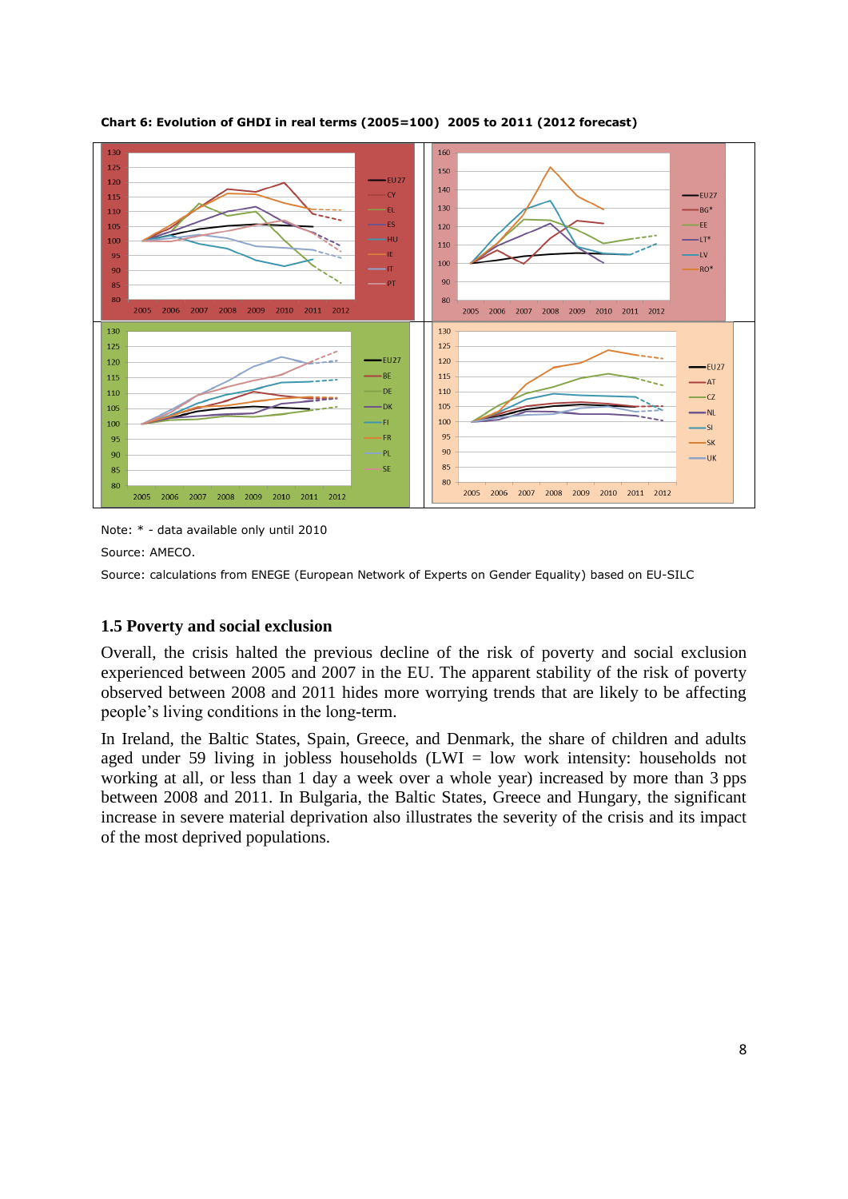**Chart 6: Evolution of GHDI in real terms (2005=100) 2005 to 2011 (2012 forecast)**

Note: * - data available only until 2010

Source: AMECO.

Source: calculations from ENEGE (European Network of Experts on Gender Equality) based on EU-SILC

## 1.5 Poverty and social exclusion

Overall, the crisis halted the previous decline of the risk of poverty and social exclusion experienced between 2005 and 2007 in the EU. The apparent stability of the risk of poverty observed between 2008 and 2011 hides more worrying trends that are likely to be affecting people's living conditions in the long-term.

In Ireland, the Baltic States, Spain, Greece, and Denmark, the share of children and adults aged under 59 living in jobless households (LWI = low work intensity: households not working at all, or less than 1 day a week over a whole year) increased by more than 3 pps between 2008 and 2011. In Bulgaria, the Baltic States, Greece and Hungary, the significant increase in severe material deprivation also illustrates the severity of the crisis and its impact of the most deprived populations.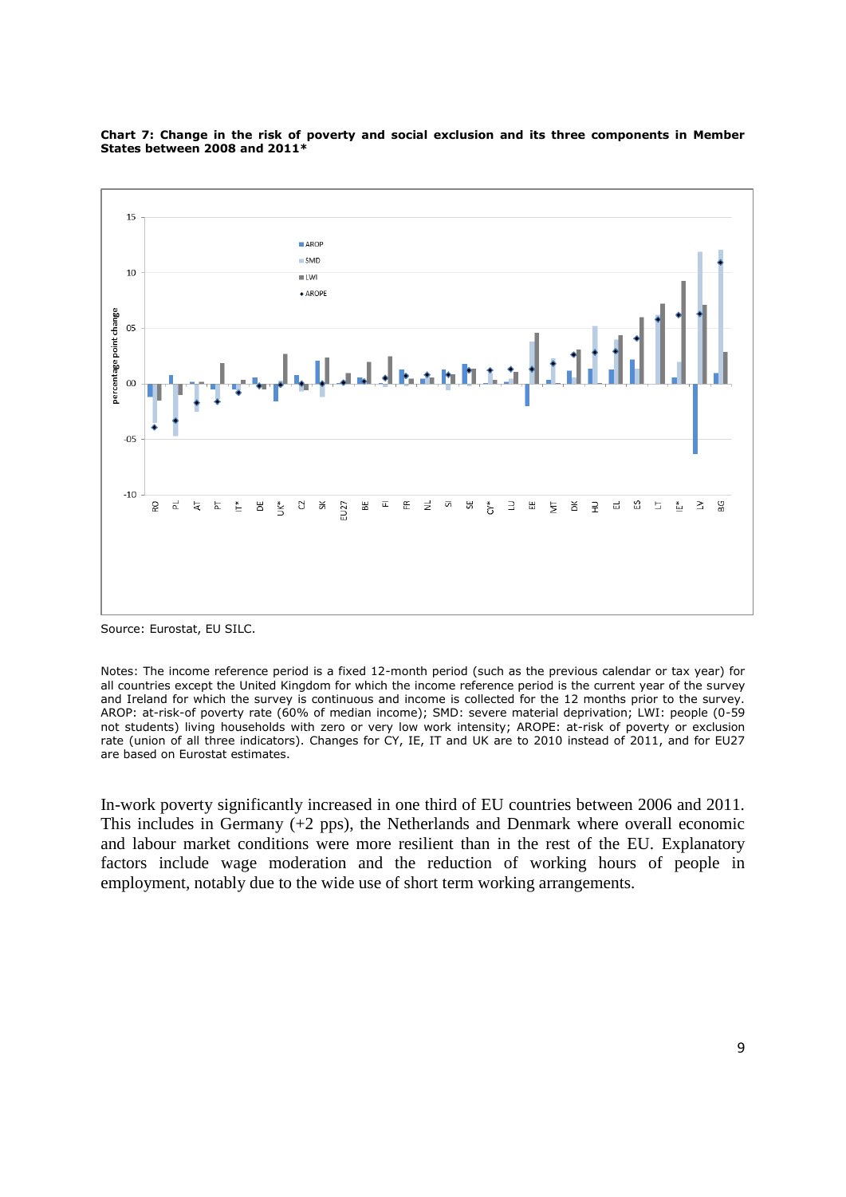**Chart 7: Change in the risk of poverty and social exclusion and its three components in Member States between 2008 and 2011***

Source: Eurostat, EU SILC.

Notes: The income reference period is a fixed 12-month period (such as the previous calendar or tax year) for all countries except the United Kingdom for which the income reference period is the current year of the survey and Ireland for which the survey is continuous and income is collected for the 12 months prior to the survey. AROP: at-risk-of poverty rate (60% of median income); SMD: severe material deprivation; LWI: people (0-59 not students) living households with zero or very low work intensity; AROPE: at-risk of poverty or exclusion rate (union of all three indicators). Changes for CY, IE, IT and UK are to 2010 instead of 2011, and for EU27 are based on Eurostat estimates.

In-work poverty significantly increased in one third of EU countries between 2006 and 2011. This includes in Germany (+2 pps), the Netherlands and Denmark where overall economic and labour market conditions were more resilient than in the rest of the EU. Explanatory factors include wage moderation and the reduction of working hours of people in employment, notably due to the wide use of short term working arrangements.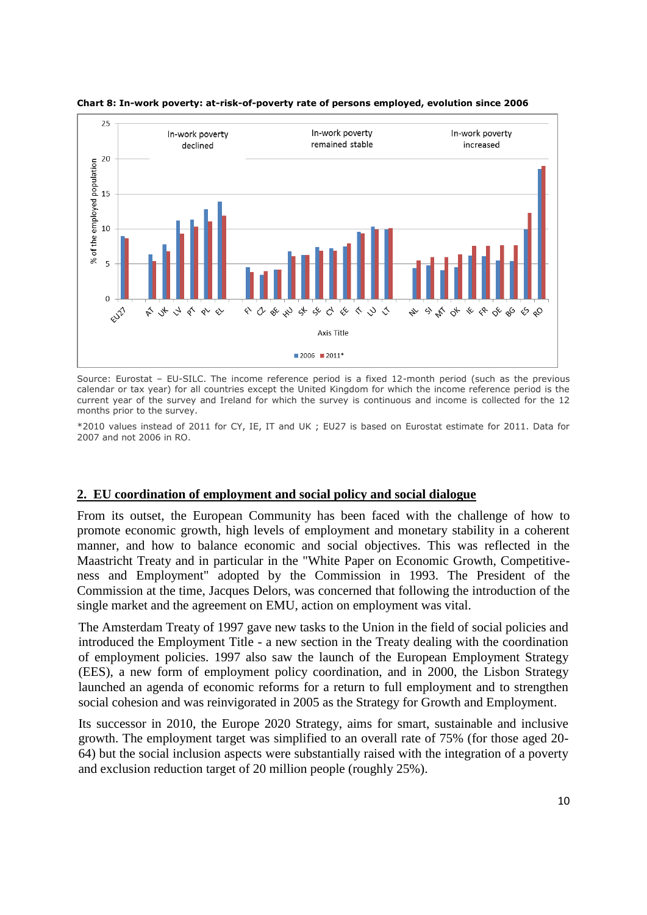**Chart 8: In-work poverty: at-risk-of-poverty rate of persons employed, evolution since 2006**

Source: Eurostat – EU-SILC. The income reference period is a fixed 12-month period (such as the previous calendar or tax year) for all countries except the United Kingdom for which the income reference period is the current year of the survey and Ireland for which the survey is continuous and income is collected for the 12 months prior to the survey.

*2010 values instead of 2011 for CY, IE, IT and UK ; EU27 is based on Eurostat estimate for 2011. Data for 2007 and not 2006 in RO.

## 2. EU coordination of employment and social policy and social dialogue

From its outset, the European Community has been faced with the challenge of how to promote economic growth, high levels of employment and monetary stability in a coherent manner, and how to balance economic and social objectives. This was reflected in the Maastricht Treaty and in particular in the "White Paper on Economic Growth, Competitiveness and Employment" adopted by the Commission in 1993. The President of the Commission at the time, Jacques Delors, was concerned that following the introduction of the single market and the agreement on EMU, action on employment was vital.

The Amsterdam Treaty of 1997 gave new tasks to the Union in the field of social policies and introduced the Employment Title - a new section in the Treaty dealing with the coordination of employment policies. 1997 also saw the launch of the European Employment Strategy (EES), a new form of employment policy coordination, and in 2000, the Lisbon Strategy launched an agenda of economic reforms for a return to full employment and to strengthen social cohesion and was reinvigorated in 2005 as the Strategy for Growth and Employment.

Its successor in 2010, the Europe 2020 Strategy, aims for smart, sustainable and inclusive growth. The employment target was simplified to an overall rate of 75% (for those aged 20-64) but the social inclusion aspects were substantially raised with the integration of a poverty and exclusion reduction target of 20 million people (roughly 25%).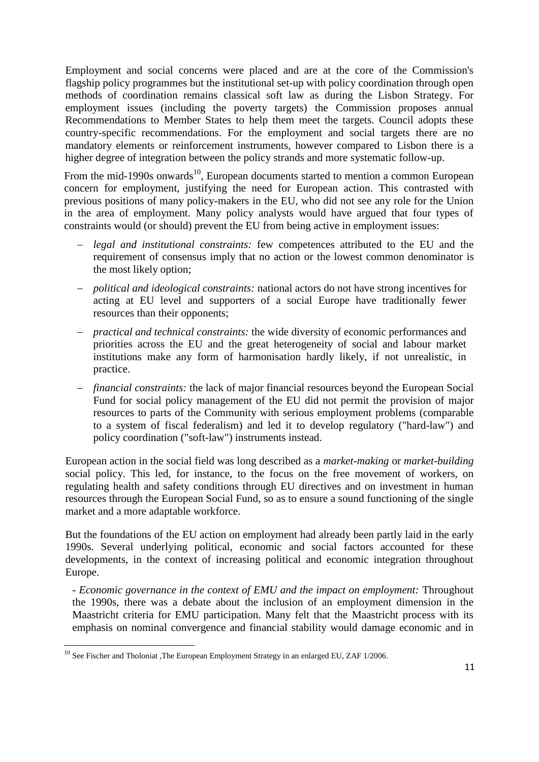Employment and social concerns were placed and are at the core of the Commission's flagship policy programmes but the institutional set-up with policy coordination through open methods of coordination remains classical soft law as during the Lisbon Strategy. For employment issues (including the poverty targets) the Commission proposes annual Recommendations to Member States to help them meet the targets. Council adopts these country-specific recommendations. For the employment and social targets there are no mandatory elements or reinforcement instruments, however compared to Lisbon there is a higher degree of integration between the policy strands and more systematic follow-up.

From the mid-1990s onwards[10], European documents started to mention a common European concern for employment, justifying the need for European action. This contrasted with previous positions of many policy-makers in the EU, who did not see any role for the Union in the area of employment. Many policy analysts would have argued that four types of constraints would (or should) prevent the EU from being active in employment issues:

- *legal and institutional constraints:* few competences attributed to the EU and the requirement of consensus imply that no action or the lowest common denominator is the most likely option;
- *political and ideological constraints:* national actors do not have strong incentives for acting at EU level and supporters of a social Europe have traditionally fewer resources than their opponents;
- *practical and technical constraints:* the wide diversity of economic performances and priorities across the EU and the great heterogeneity of social and labour market institutions make any form of harmonisation hardly likely, if not unrealistic, in practice.
- *financial constraints:* the lack of major financial resources beyond the European Social Fund for social policy management of the EU did not permit the provision of major resources to parts of the Community with serious employment problems (comparable to a system of fiscal federalism) and led it to develop regulatory ("hard-law") and policy coordination ("soft-law") instruments instead.

European action in the social field was long described as a *market-making* or *market-building* social policy. This led, for instance, to the focus on the free movement of workers, on regulating health and safety conditions through EU directives and on investment in human resources through the European Social Fund, so as to ensure a sound functioning of the single market and a more adaptable workforce.

But the foundations of the EU action on employment had already been partly laid in the early 1990s. Several underlying political, economic and social factors accounted for these developments, in the context of increasing political and economic integration throughout Europe.

- *Economic governance in the context of EMU and the impact on employment:* Throughout the 1990s, there was a debate about the inclusion of an employment dimension in the Maastricht criteria for EMU participation. Many felt that the Maastricht process with its emphasis on nominal convergence and financial stability would damage economic and in

[10] See Fischer and Tholoniat ,The European Employment Strategy in an enlarged EU, ZAF 1/2006.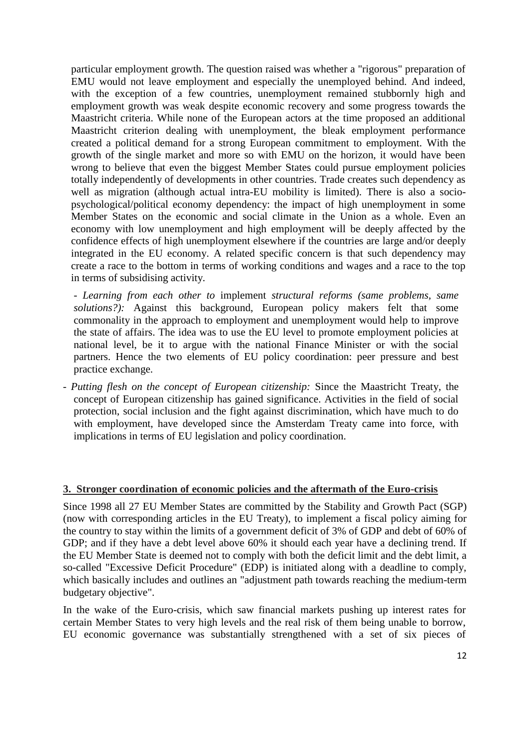particular employment growth. The question raised was whether a "rigorous" preparation of EMU would not leave employment and especially the unemployed behind. And indeed, with the exception of a few countries, unemployment remained stubbornly high and employment growth was weak despite economic recovery and some progress towards the Maastricht criteria. While none of the European actors at the time proposed an additional Maastricht criterion dealing with unemployment, the bleak employment performance created a political demand for a strong European commitment to employment. With the growth of the single market and more so with EMU on the horizon, it would have been wrong to believe that even the biggest Member States could pursue employment policies totally independently of developments in other countries. Trade creates such dependency as well as migration (although actual intra-EU mobility is limited). There is also a socio-psychological/political economy dependency: the impact of high unemployment in some Member States on the economic and social climate in the Union as a whole. Even an economy with low unemployment and high employment will be deeply affected by the confidence effects of high unemployment elsewhere if the countries are large and/or deeply integrated in the EU economy. A related specific concern is that such dependency may create a race to the bottom in terms of working conditions and wages and a race to the top in terms of subsidising activity.

- *Learning from each other to* implement *structural reforms (same problems, same solutions?):* Against this background, European policy makers felt that some commonality in the approach to employment and unemployment would help to improve the state of affairs. The idea was to use the EU level to promote employment policies at national level, be it to argue with the national Finance Minister or with the social partners. Hence the two elements of EU policy coordination: peer pressure and best practice exchange.

- *Putting flesh on the concept of European citizenship:* Since the Maastricht Treaty, the concept of European citizenship has gained significance. Activities in the field of social protection, social inclusion and the fight against discrimination, which have much to do with employment, have developed since the Amsterdam Treaty came into force, with implications in terms of EU legislation and policy coordination.

## 3. Stronger coordination of economic policies and the aftermath of the Euro-crisis

Since 1998 all 27 EU Member States are committed by the Stability and Growth Pact (SGP) (now with corresponding articles in the EU Treaty), to implement a fiscal policy aiming for the country to stay within the limits of a government deficit of 3% of GDP and debt of 60% of GDP; and if they have a debt level above 60% it should each year have a declining trend. If the EU Member State is deemed not to comply with both the deficit limit and the debt limit, a so-called "Excessive Deficit Procedure" (EDP) is initiated along with a deadline to comply, which basically includes and outlines an "adjustment path towards reaching the medium-term budgetary objective".

In the wake of the Euro-crisis, which saw financial markets pushing up interest rates for certain Member States to very high levels and the real risk of them being unable to borrow, EU economic governance was substantially strengthened with a set of six pieces of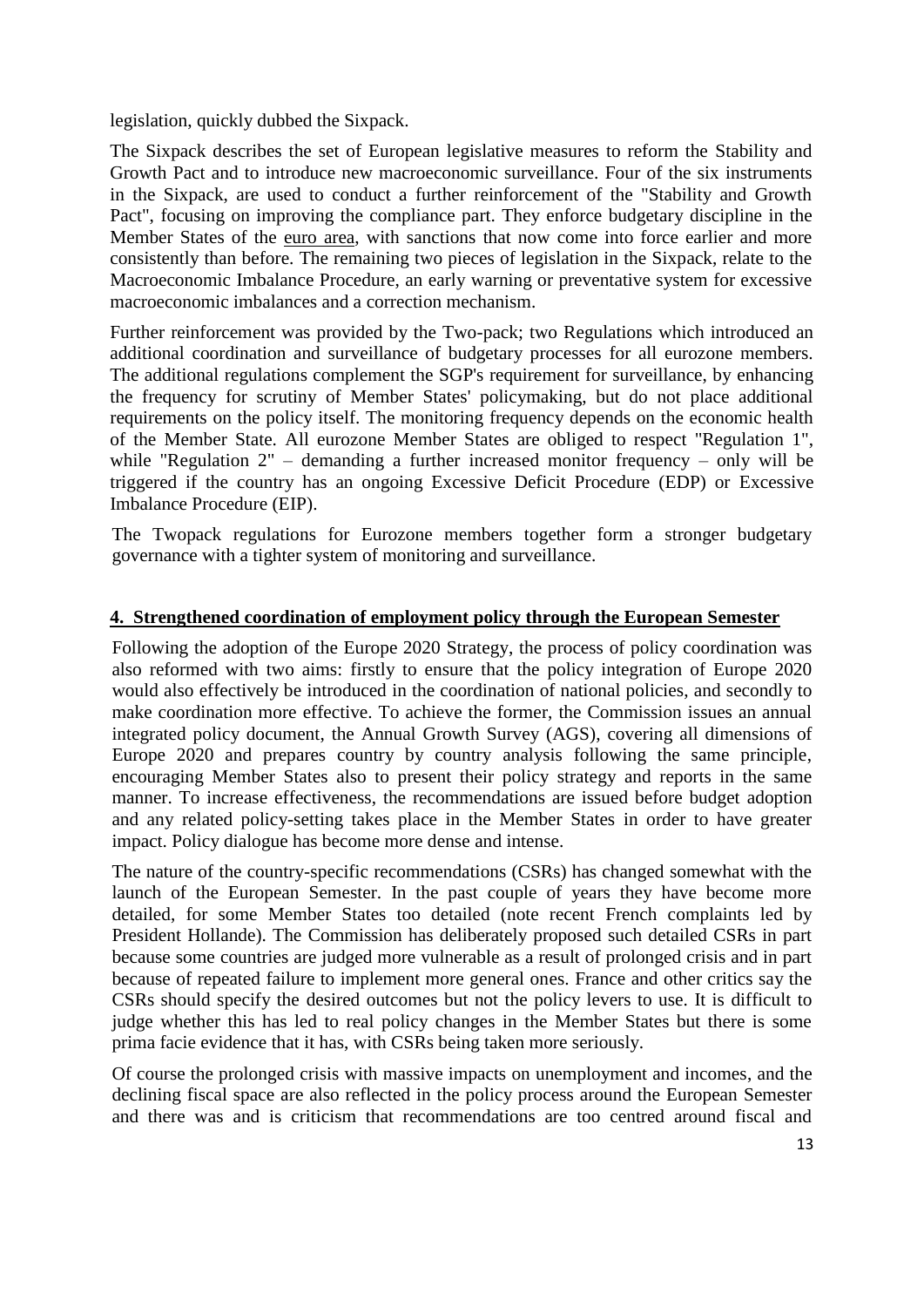legislation, quickly dubbed the Sixpack.

The Sixpack describes the set of European legislative measures to reform the Stability and Growth Pact and to introduce new macroeconomic surveillance. Four of the six instruments in the Sixpack, are used to conduct a further reinforcement of the "Stability and Growth Pact", focusing on improving the compliance part. They enforce budgetary discipline in the Member States of the euro area, with sanctions that now come into force earlier and more consistently than before. The remaining two pieces of legislation in the Sixpack, relate to the Macroeconomic Imbalance Procedure, an early warning or preventative system for excessive macroeconomic imbalances and a correction mechanism.

Further reinforcement was provided by the Two-pack; two Regulations which introduced an additional coordination and surveillance of budgetary processes for all eurozone members. The additional regulations complement the SGP's requirement for surveillance, by enhancing the frequency for scrutiny of Member States' policymaking, but do not place additional requirements on the policy itself. The monitoring frequency depends on the economic health of the Member State. All eurozone Member States are obliged to respect "Regulation 1", while "Regulation 2" – demanding a further increased monitor frequency – only will be triggered if the country has an ongoing Excessive Deficit Procedure (EDP) or Excessive Imbalance Procedure (EIP).

The Twopack regulations for Eurozone members together form a stronger budgetary governance with a tighter system of monitoring and surveillance.

## 4. Strengthened coordination of employment policy through the European Semester

Following the adoption of the Europe 2020 Strategy, the process of policy coordination was also reformed with two aims: firstly to ensure that the policy integration of Europe 2020 would also effectively be introduced in the coordination of national policies, and secondly to make coordination more effective. To achieve the former, the Commission issues an annual integrated policy document, the Annual Growth Survey (AGS), covering all dimensions of Europe 2020 and prepares country by country analysis following the same principle, encouraging Member States also to present their policy strategy and reports in the same manner. To increase effectiveness, the recommendations are issued before budget adoption and any related policy-setting takes place in the Member States in order to have greater impact. Policy dialogue has become more dense and intense.

The nature of the country-specific recommendations (CSRs) has changed somewhat with the launch of the European Semester. In the past couple of years they have become more detailed, for some Member States too detailed (note recent French complaints led by President Hollande). The Commission has deliberately proposed such detailed CSRs in part because some countries are judged more vulnerable as a result of prolonged crisis and in part because of repeated failure to implement more general ones. France and other critics say the CSRs should specify the desired outcomes but not the policy levers to use. It is difficult to judge whether this has led to real policy changes in the Member States but there is some prima facie evidence that it has, with CSRs being taken more seriously.

Of course the prolonged crisis with massive impacts on unemployment and incomes, and the declining fiscal space are also reflected in the policy process around the European Semester and there was and is criticism that recommendations are too centred around fiscal and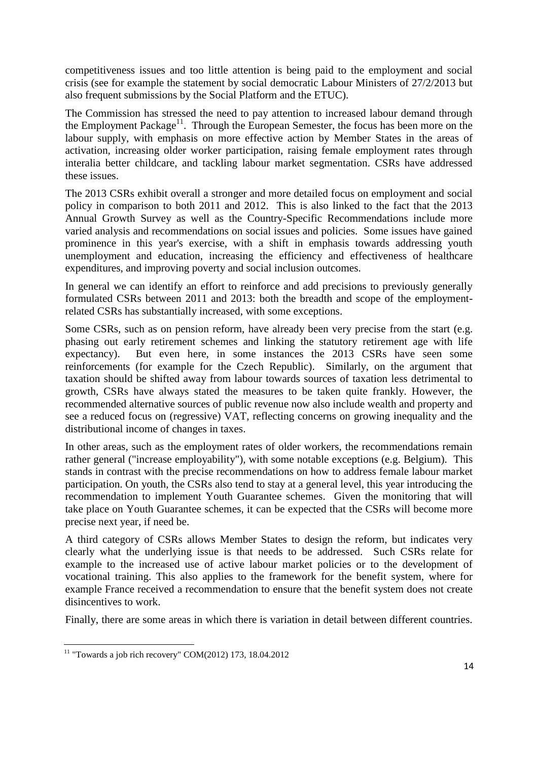competitiveness issues and too little attention is being paid to the employment and social crisis (see for example the statement by social democratic Labour Ministers of 27/2/2013 but also frequent submissions by the Social Platform and the ETUC).

The Commission has stressed the need to pay attention to increased labour demand through the Employment Package[11]. Through the European Semester, the focus has been more on the labour supply, with emphasis on more effective action by Member States in the areas of activation, increasing older worker participation, raising female employment rates through interalia better childcare, and tackling labour market segmentation. CSRs have addressed these issues.

The 2013 CSRs exhibit overall a stronger and more detailed focus on employment and social policy in comparison to both 2011 and 2012. This is also linked to the fact that the 2013 Annual Growth Survey as well as the Country-Specific Recommendations include more varied analysis and recommendations on social issues and policies. Some issues have gained prominence in this year's exercise, with a shift in emphasis towards addressing youth unemployment and education, increasing the efficiency and effectiveness of healthcare expenditures, and improving poverty and social inclusion outcomes.

In general we can identify an effort to reinforce and add precisions to previously generally formulated CSRs between 2011 and 2013: both the breadth and scope of the employment-related CSRs has substantially increased, with some exceptions.

Some CSRs, such as on pension reform, have already been very precise from the start (e.g. phasing out early retirement schemes and linking the statutory retirement age with life expectancy). But even here, in some instances the 2013 CSRs have seen some reinforcements (for example for the Czech Republic). Similarly, on the argument that taxation should be shifted away from labour towards sources of taxation less detrimental to growth, CSRs have always stated the measures to be taken quite frankly. However, the recommended alternative sources of public revenue now also include wealth and property and see a reduced focus on (regressive) VAT, reflecting concerns on growing inequality and the distributional income of changes in taxes.

In other areas, such as the employment rates of older workers, the recommendations remain rather general ("increase employability"), with some notable exceptions (e.g. Belgium). This stands in contrast with the precise recommendations on how to address female labour market participation. On youth, the CSRs also tend to stay at a general level, this year introducing the recommendation to implement Youth Guarantee schemes. Given the monitoring that will take place on Youth Guarantee schemes, it can be expected that the CSRs will become more precise next year, if need be.

A third category of CSRs allows Member States to design the reform, but indicates very clearly what the underlying issue is that needs to be addressed. Such CSRs relate for example to the increased use of active labour market policies or to the development of vocational training. This also applies to the framework for the benefit system, where for example France received a recommendation to ensure that the benefit system does not create disincentives to work.

Finally, there are some areas in which there is variation in detail between different countries.

[11] "Towards a job rich recovery" COM(2012) 173, 18.04.2012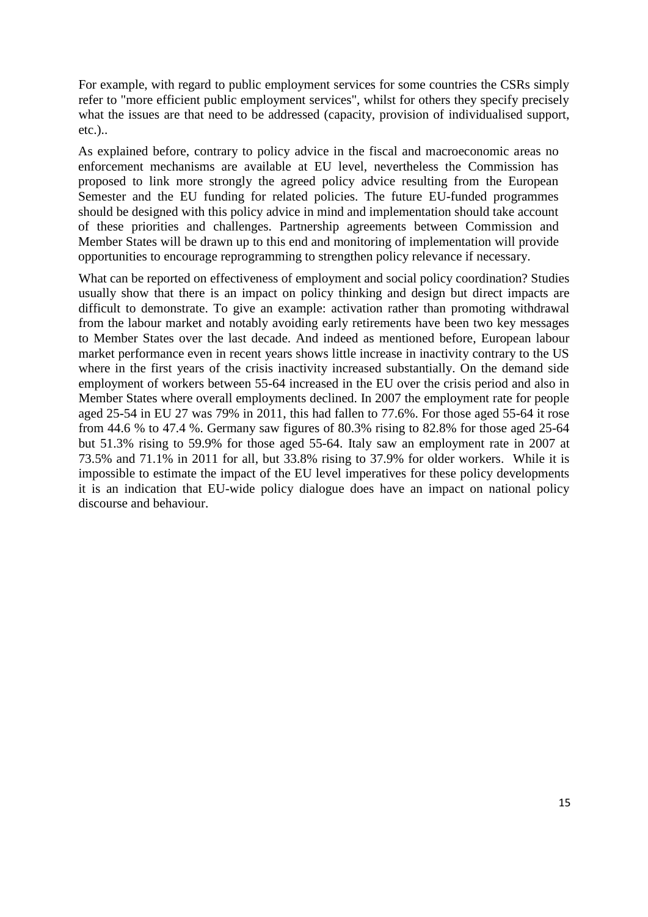For example, with regard to public employment services for some countries the CSRs simply refer to "more efficient public employment services", whilst for others they specify precisely what the issues are that need to be addressed (capacity, provision of individualised support, etc.)..

As explained before, contrary to policy advice in the fiscal and macroeconomic areas no enforcement mechanisms are available at EU level, nevertheless the Commission has proposed to link more strongly the agreed policy advice resulting from the European Semester and the EU funding for related policies. The future EU-funded programmes should be designed with this policy advice in mind and implementation should take account of these priorities and challenges. Partnership agreements between Commission and Member States will be drawn up to this end and monitoring of implementation will provide opportunities to encourage reprogramming to strengthen policy relevance if necessary.

What can be reported on effectiveness of employment and social policy coordination? Studies usually show that there is an impact on policy thinking and design but direct impacts are difficult to demonstrate. To give an example: activation rather than promoting withdrawal from the labour market and notably avoiding early retirements have been two key messages to Member States over the last decade. And indeed as mentioned before, European labour market performance even in recent years shows little increase in inactivity contrary to the US where in the first years of the crisis inactivity increased substantially. On the demand side employment of workers between 55-64 increased in the EU over the crisis period and also in Member States where overall employments declined. In 2007 the employment rate for people aged 25-54 in EU 27 was 79% in 2011, this had fallen to 77.6%. For those aged 55-64 it rose from 44.6 % to 47.4 %. Germany saw figures of 80.3% rising to 82.8% for those aged 25-64 but 51.3% rising to 59.9% for those aged 55-64. Italy saw an employment rate in 2007 at 73.5% and 71.1% in 2011 for all, but 33.8% rising to 37.9% for older workers. While it is impossible to estimate the impact of the EU level imperatives for these policy developments it is an indication that EU-wide policy dialogue does have an impact on national policy discourse and behaviour.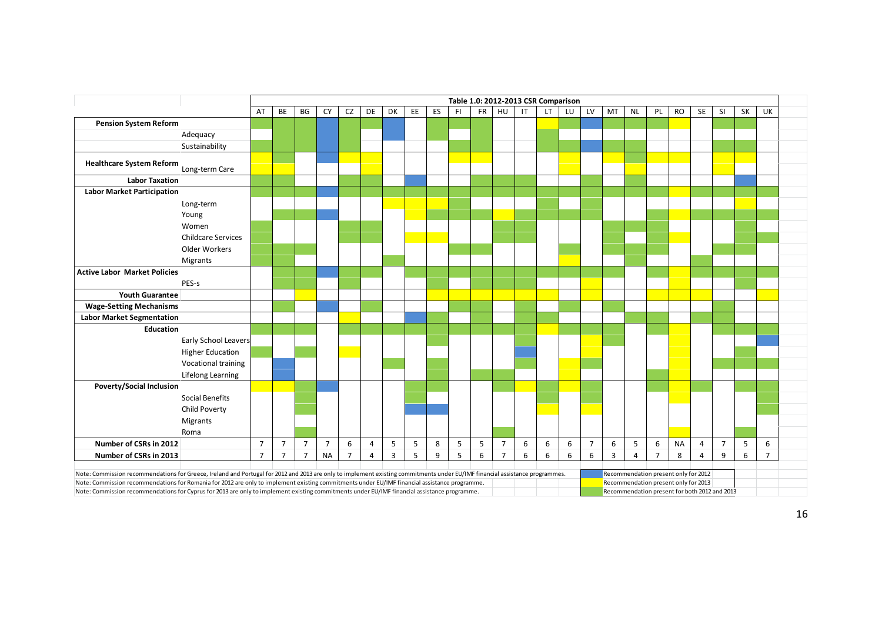**Table 1.0: 2012-2013 CSR Comparison**

Legend: B = Recommendation present only for 2012 (blue); Y = Recommendation present only for 2013 (yellow); G = Recommendation present for both 2012 and 2013 (green). Cell colours are rendered as these letter codes.

| | | AT | BE | BG | CY | CZ | DE | DK | EE | ES | FI | FR | HU | IT | LT | LU | LV | MT | NL | PL | RO | SE | SI | SK | UK |
|---|---|---|---|---|---|---|---|---|---|---|---|---|---|---|---|---|---|---|---|---|---|---|---|---|---|
| **Pension System Reform** | | G | G | G | B | G | G | B | | G | G | G | | | Y | G | B | G | G | G | Y | | G | G | |
| | Adequacy | | G | G | B | G | | B | | G | | G | | | G | | | | | | | | | | |
| | Sustainability | G | G | G | B | G | | | | | G | G | | | G | G | B | G | G | | | | G | G | |
| **Healthcare System Reform** | | Y | G | | B | Y | Y | | | | Y | Y | | | | Y | | Y | G | Y | Y | | Y | Y | |
| | Long-term Care | Y | Y | | | | Y | | | | | | | | | Y | | | Y | | | | Y | | |
| **Labor Taxation** | | G | G | | | G | G | | B | | | G | G | G | | | G | | G | | | | | B | |
| **Labor Market Participation** | | G | G | G | B | G | G | G | G | G | G | G | G | G | G | G | G | G | G | G | Y | G | G | G | G |
| | Long-term | | | | | | | Y | Y | Y | G | | | | G | | G | | | | | | | Y | |
| | Young | | G | G | B | | | | Y | G | G | G | Y | G | G | G | G | | | G | Y | G | G | G | G |
| | Women | G | | | | G | G | | | | | | G | G | | | | G | G | G | | | | G | |
| | Childcare Services | G | | | | G | G | | Y | Y | | | G | G | | | | G | | G | Y | | | G | G |
| | Older Workers | G | G | G | | | | | | | G | G | | | | G | | G | G | G | | | G | G | |
| | Migrants | G | G | | | | | G | | | | | | | | Y | | | G | | | G | | | |
| **Active Labor Market Policies** | | | G | G | B | G | G | | G | G | G | G | G | G | G | G | G | G | | G | Y | G | G | G | G |
| | PES-s | | G | G | | G | | | | G | | G | G | G | | | Y | | | | Y | | | G | |
| **Youth Guarantee** | | | | Y | | | | | | Y | Y | Y | Y | Y | Y | | Y | | | Y | Y | Y | | | Y |
| **Wage-Setting Mechanisms** | | | G | | B | | G | | | | G | G | | G | | G | | G | | | | | G | | |
| **Labor Market Segmentation** | | | | | | Y | | | B | G | | G | | G | G | | | | G | G | | G | G | | |
| **Education** | | G | G | G | | G | G | G | G | G | G | G | G | G | Y | G | G | G | | G | Y | | G | G | G |
| | Early School Leavers | | | | | | | | | G | | | | G | | | Y | G | | | Y | | | | B |
| | Higher Education | G | | G | | Y | | | | | | | | B | | | Y | | | | Y | | | G | |
| | Vocational training | | B | | | | | G | | G | | | | G | | Y | G | | | | Y | | G | G | G |
| | Lifelong Learning | | B | | | | | | | G | | G | G | | | Y | | | | G | Y | | | | |
| **Poverty/Social Inclusion** | | Y | Y | G | B | | | | G | G | | | G | Y | G | Y | G | | | G | Y | G | | G | G |
| | Social Benefits | | | G | | | | | G | | | | | | G | | G | | | | Y | | | | G |
| | Child Poverty | | | G | | | | | B | B | | | | | Y | | Y | | | | | | | | G |
| | Migrants | | | | | | | | | | | | | | | | | | | | | | | | |
| | Roma | | | G | | | | | | | | | G | | | | | | | | Y | | | G | |
| **Number of CSRs in 2012** | | 7 | 7 | 7 | 7 | 6 | 4 | 5 | 5 | 8 | 5 | 5 | 7 | 6 | 6 | 6 | 7 | 6 | 5 | 6 | NA | 4 | 7 | 5 | 6 |
| **Number of CSRs in 2013** | | 7 | 7 | 7 | NA | 7 | 4 | 3 | 5 | 9 | 5 | 6 | 7 | 6 | 6 | 6 | 6 | 3 | 4 | 7 | 8 | 4 | 9 | 6 | 7 |

Note: Commission recommendations for Greece, Ireland and Portugal for 2012 and 2013 are only to implement existing commitments under EU/IMF financial assistance programmes.

Note: Commission recommendations for Romania for 2012 are only to implement existing commitments under EU/IMF financial assistance programme.

Note: Commission recommendations for Cyprus for 2013 are only to implement existing commitments under EU/IMF financial assistance programme.

- Blue: Recommendation present only for 2012
- Yellow: Recommendation present only for 2013
- Green: Recommendation present for both 2012 and 2013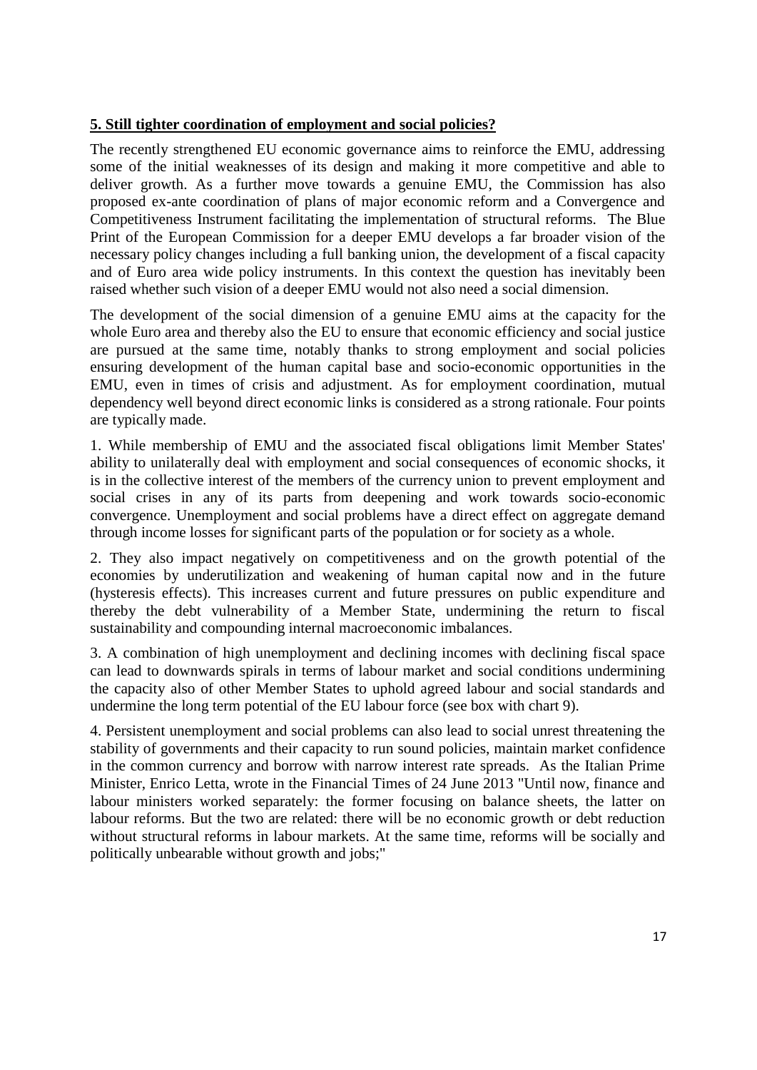## **5. Still tighter coordination of employment and social policies?**

The recently strengthened EU economic governance aims to reinforce the EMU, addressing some of the initial weaknesses of its design and making it more competitive and able to deliver growth. As a further move towards a genuine EMU, the Commission has also proposed ex-ante coordination of plans of major economic reform and a Convergence and Competitiveness Instrument facilitating the implementation of structural reforms. The Blue Print of the European Commission for a deeper EMU develops a far broader vision of the necessary policy changes including a full banking union, the development of a fiscal capacity and of Euro area wide policy instruments. In this context the question has inevitably been raised whether such vision of a deeper EMU would not also need a social dimension.

The development of the social dimension of a genuine EMU aims at the capacity for the whole Euro area and thereby also the EU to ensure that economic efficiency and social justice are pursued at the same time, notably thanks to strong employment and social policies ensuring development of the human capital base and socio-economic opportunities in the EMU, even in times of crisis and adjustment. As for employment coordination, mutual dependency well beyond direct economic links is considered as a strong rationale. Four points are typically made.

1. While membership of EMU and the associated fiscal obligations limit Member States' ability to unilaterally deal with employment and social consequences of economic shocks, it is in the collective interest of the members of the currency union to prevent employment and social crises in any of its parts from deepening and work towards socio-economic convergence. Unemployment and social problems have a direct effect on aggregate demand through income losses for significant parts of the population or for society as a whole.

2. They also impact negatively on competitiveness and on the growth potential of the economies by underutilization and weakening of human capital now and in the future (hysteresis effects). This increases current and future pressures on public expenditure and thereby the debt vulnerability of a Member State, undermining the return to fiscal sustainability and compounding internal macroeconomic imbalances.

3. A combination of high unemployment and declining incomes with declining fiscal space can lead to downwards spirals in terms of labour market and social conditions undermining the capacity also of other Member States to uphold agreed labour and social standards and undermine the long term potential of the EU labour force (see box with chart 9).

4. Persistent unemployment and social problems can also lead to social unrest threatening the stability of governments and their capacity to run sound policies, maintain market confidence in the common currency and borrow with narrow interest rate spreads. As the Italian Prime Minister, Enrico Letta, wrote in the Financial Times of 24 June 2013 "Until now, finance and labour ministers worked separately: the former focusing on balance sheets, the latter on labour reforms. But the two are related: there will be no economic growth or debt reduction without structural reforms in labour markets. At the same time, reforms will be socially and politically unbearable without growth and jobs;"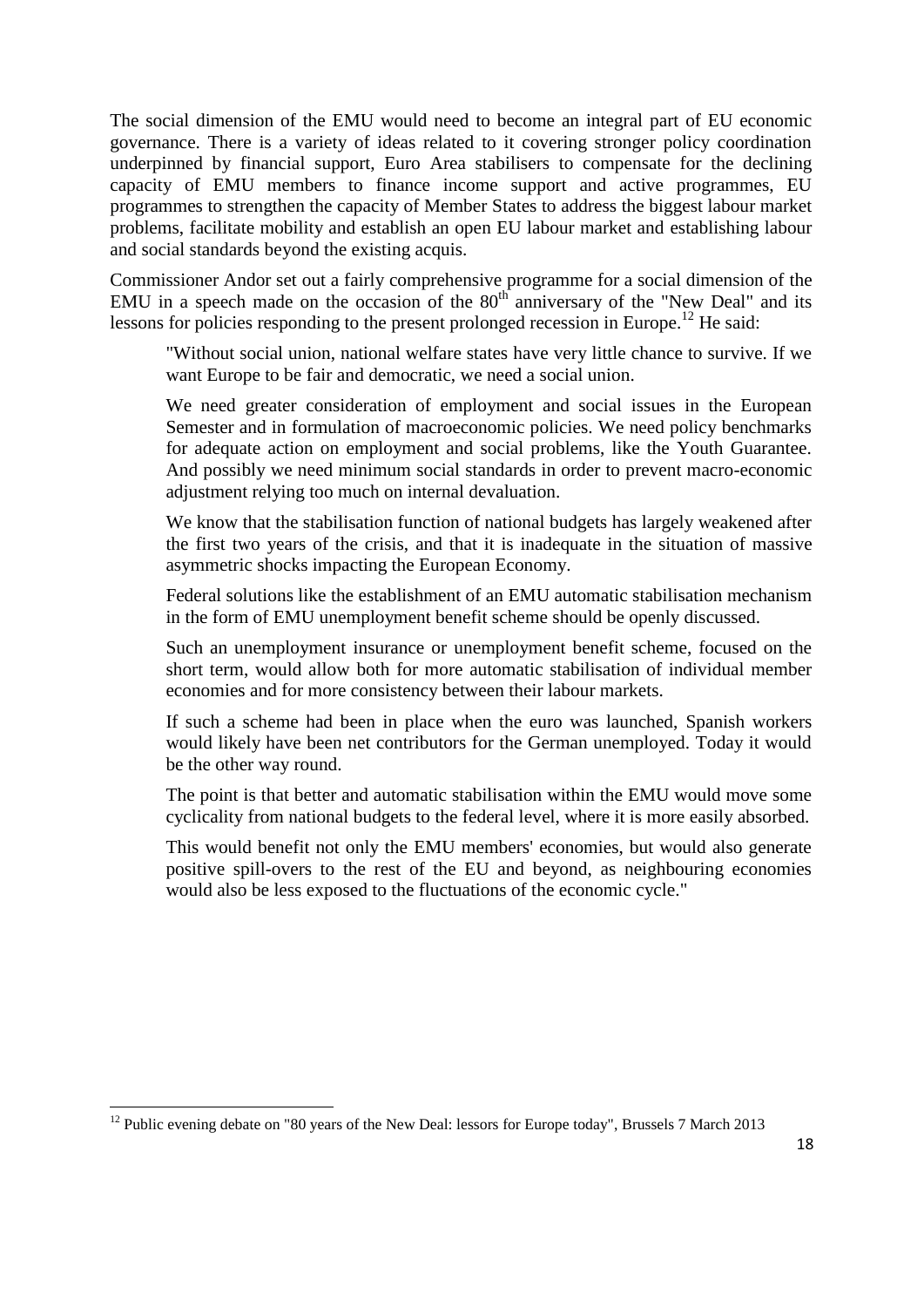The social dimension of the EMU would need to become an integral part of EU economic governance. There is a variety of ideas related to it covering stronger policy coordination underpinned by financial support, Euro Area stabilisers to compensate for the declining capacity of EMU members to finance income support and active programmes, EU programmes to strengthen the capacity of Member States to address the biggest labour market problems, facilitate mobility and establish an open EU labour market and establishing labour and social standards beyond the existing acquis.

Commissioner Andor set out a fairly comprehensive programme for a social dimension of the EMU in a speech made on the occasion of the 80th anniversary of the "New Deal" and its lessons for policies responding to the present prolonged recession in Europe.[12] He said:

> "Without social union, national welfare states have very little chance to survive. If we want Europe to be fair and democratic, we need a social union.
>
> We need greater consideration of employment and social issues in the European Semester and in formulation of macroeconomic policies. We need policy benchmarks for adequate action on employment and social problems, like the Youth Guarantee. And possibly we need minimum social standards in order to prevent macro-economic adjustment relying too much on internal devaluation.
>
> We know that the stabilisation function of national budgets has largely weakened after the first two years of the crisis, and that it is inadequate in the situation of massive asymmetric shocks impacting the European Economy.
>
> Federal solutions like the establishment of an EMU automatic stabilisation mechanism in the form of EMU unemployment benefit scheme should be openly discussed.
>
> Such an unemployment insurance or unemployment benefit scheme, focused on the short term, would allow both for more automatic stabilisation of individual member economies and for more consistency between their labour markets.
>
> If such a scheme had been in place when the euro was launched, Spanish workers would likely have been net contributors for the German unemployed. Today it would be the other way round.
>
> The point is that better and automatic stabilisation within the EMU would move some cyclicality from national budgets to the federal level, where it is more easily absorbed.
>
> This would benefit not only the EMU members' economies, but would also generate positive spill-overs to the rest of the EU and beyond, as neighbouring economies would also be less exposed to the fluctuations of the economic cycle."

---

[12] Public evening debate on "80 years of the New Deal: lessors for Europe today", Brussels 7 March 2013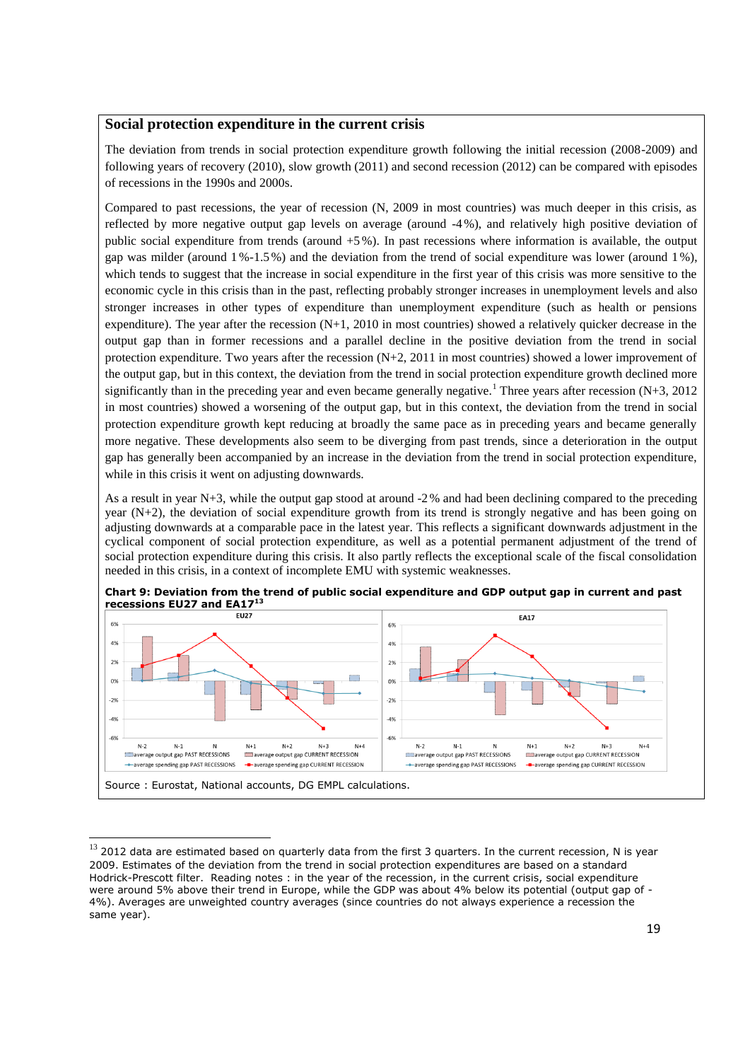## Social protection expenditure in the current crisis

The deviation from trends in social protection expenditure growth following the initial recession (2008-2009) and following years of recovery (2010), slow growth (2011) and second recession (2012) can be compared with episodes of recessions in the 1990s and 2000s.

Compared to past recessions, the year of recession (N, 2009 in most countries) was much deeper in this crisis, as reflected by more negative output gap levels on average (around -4%), and relatively high positive deviation of public social expenditure from trends (around +5%). In past recessions where information is available, the output gap was milder (around 1%-1.5%) and the deviation from the trend of social expenditure was lower (around 1%), which tends to suggest that the increase in social expenditure in the first year of this crisis was more sensitive to the economic cycle in this crisis than in the past, reflecting probably stronger increases in unemployment levels and also stronger increases in other types of expenditure than unemployment expenditure (such as health or pensions expenditure). The year after the recession (N+1, 2010 in most countries) showed a relatively quicker decrease in the output gap than in former recessions and a parallel decline in the positive deviation from the trend in social protection expenditure. Two years after the recession (N+2, 2011 in most countries) showed a lower improvement of the output gap, but in this context, the deviation from the trend in social protection expenditure growth declined more significantly than in the preceding year and even became generally negative.[1] Three years after recession (N+3, 2012 in most countries) showed a worsening of the output gap, but in this context, the deviation from the trend in social protection expenditure growth kept reducing at broadly the same pace as in preceding years and became generally more negative. These developments also seem to be diverging from past trends, since a deterioration in the output gap has generally been accompanied by an increase in the deviation from the trend in social protection expenditure, while in this crisis it went on adjusting downwards.

As a result in year N+3, while the output gap stood at around -2% and had been declining compared to the preceding year (N+2), the deviation of social expenditure growth from its trend is strongly negative and has been going on adjusting downwards at a comparable pace in the latest year. This reflects a significant downwards adjustment in the cyclical component of social protection expenditure, as well as a potential permanent adjustment of the trend of social protection expenditure during this crisis. It also partly reflects the exceptional scale of the fiscal consolidation needed in this crisis, in a context of incomplete EMU with systemic weaknesses.

**Chart 9: Deviation from the trend of public social expenditure and GDP output gap in current and past recessions EU27 and EA17[13]**

Source : Eurostat, National accounts, DG EMPL calculations.

---

[13] 2012 data are estimated based on quarterly data from the first 3 quarters. In the current recession, N is year 2009. Estimates of the deviation from the trend in social protection expenditures are based on a standard Hodrick-Prescott filter. Reading notes : in the year of the recession, in the current crisis, social expenditure were around 5% above their trend in Europe, while the GDP was about 4% below its potential (output gap of -4%). Averages are unweighted country averages (since countries do not always experience a recession the same year).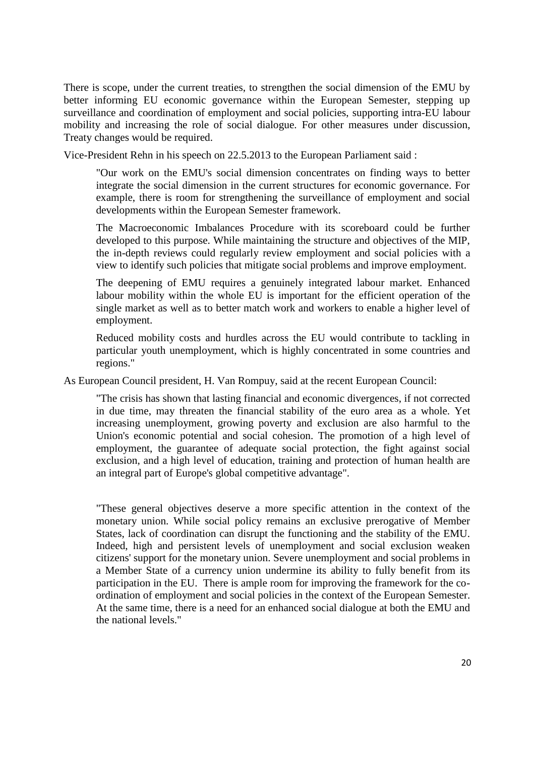There is scope, under the current treaties, to strengthen the social dimension of the EMU by better informing EU economic governance within the European Semester, stepping up surveillance and coordination of employment and social policies, supporting intra-EU labour mobility and increasing the role of social dialogue. For other measures under discussion, Treaty changes would be required.

Vice-President Rehn in his speech on 22.5.2013 to the European Parliament said :

> "Our work on the EMU's social dimension concentrates on finding ways to better integrate the social dimension in the current structures for economic governance. For example, there is room for strengthening the surveillance of employment and social developments within the European Semester framework.
>
> The Macroeconomic Imbalances Procedure with its scoreboard could be further developed to this purpose. While maintaining the structure and objectives of the MIP, the in-depth reviews could regularly review employment and social policies with a view to identify such policies that mitigate social problems and improve employment.
>
> The deepening of EMU requires a genuinely integrated labour market. Enhanced labour mobility within the whole EU is important for the efficient operation of the single market as well as to better match work and workers to enable a higher level of employment.
>
> Reduced mobility costs and hurdles across the EU would contribute to tackling in particular youth unemployment, which is highly concentrated in some countries and regions."

As European Council president, H. Van Rompuy, said at the recent European Council:

> "The crisis has shown that lasting financial and economic divergences, if not corrected in due time, may threaten the financial stability of the euro area as a whole. Yet increasing unemployment, growing poverty and exclusion are also harmful to the Union's economic potential and social cohesion. The promotion of a high level of employment, the guarantee of adequate social protection, the fight against social exclusion, and a high level of education, training and protection of human health are an integral part of Europe's global competitive advantage".
>
> "These general objectives deserve a more specific attention in the context of the monetary union. While social policy remains an exclusive prerogative of Member States, lack of coordination can disrupt the functioning and the stability of the EMU. Indeed, high and persistent levels of unemployment and social exclusion weaken citizens' support for the monetary union. Severe unemployment and social problems in a Member State of a currency union undermine its ability to fully benefit from its participation in the EU. There is ample room for improving the framework for the co-ordination of employment and social policies in the context of the European Semester. At the same time, there is a need for an enhanced social dialogue at both the EMU and the national levels."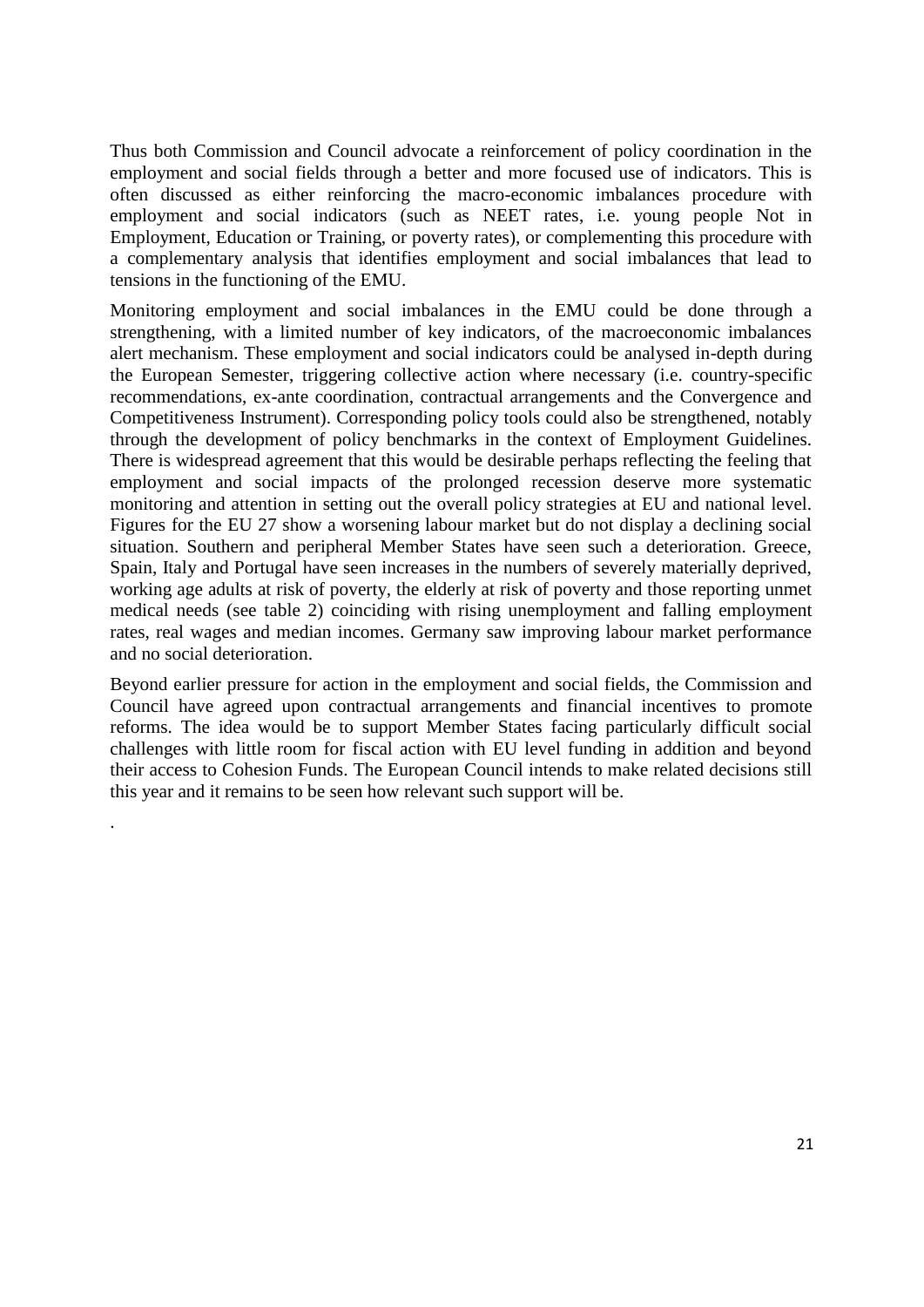Thus both Commission and Council advocate a reinforcement of policy coordination in the employment and social fields through a better and more focused use of indicators. This is often discussed as either reinforcing the macro-economic imbalances procedure with employment and social indicators (such as NEET rates, i.e. young people Not in Employment, Education or Training, or poverty rates), or complementing this procedure with a complementary analysis that identifies employment and social imbalances that lead to tensions in the functioning of the EMU.

Monitoring employment and social imbalances in the EMU could be done through a strengthening, with a limited number of key indicators, of the macroeconomic imbalances alert mechanism. These employment and social indicators could be analysed in-depth during the European Semester, triggering collective action where necessary (i.e. country-specific recommendations, ex-ante coordination, contractual arrangements and the Convergence and Competitiveness Instrument). Corresponding policy tools could also be strengthened, notably through the development of policy benchmarks in the context of Employment Guidelines. There is widespread agreement that this would be desirable perhaps reflecting the feeling that employment and social impacts of the prolonged recession deserve more systematic monitoring and attention in setting out the overall policy strategies at EU and national level. Figures for the EU 27 show a worsening labour market but do not display a declining social situation. Southern and peripheral Member States have seen such a deterioration. Greece, Spain, Italy and Portugal have seen increases in the numbers of severely materially deprived, working age adults at risk of poverty, the elderly at risk of poverty and those reporting unmet medical needs (see table 2) coinciding with rising unemployment and falling employment rates, real wages and median incomes. Germany saw improving labour market performance and no social deterioration.

Beyond earlier pressure for action in the employment and social fields, the Commission and Council have agreed upon contractual arrangements and financial incentives to promote reforms. The idea would be to support Member States facing particularly difficult social challenges with little room for fiscal action with EU level funding in addition and beyond their access to Cohesion Funds. The European Council intends to make related decisions still this year and it remains to be seen how relevant such support will be.

.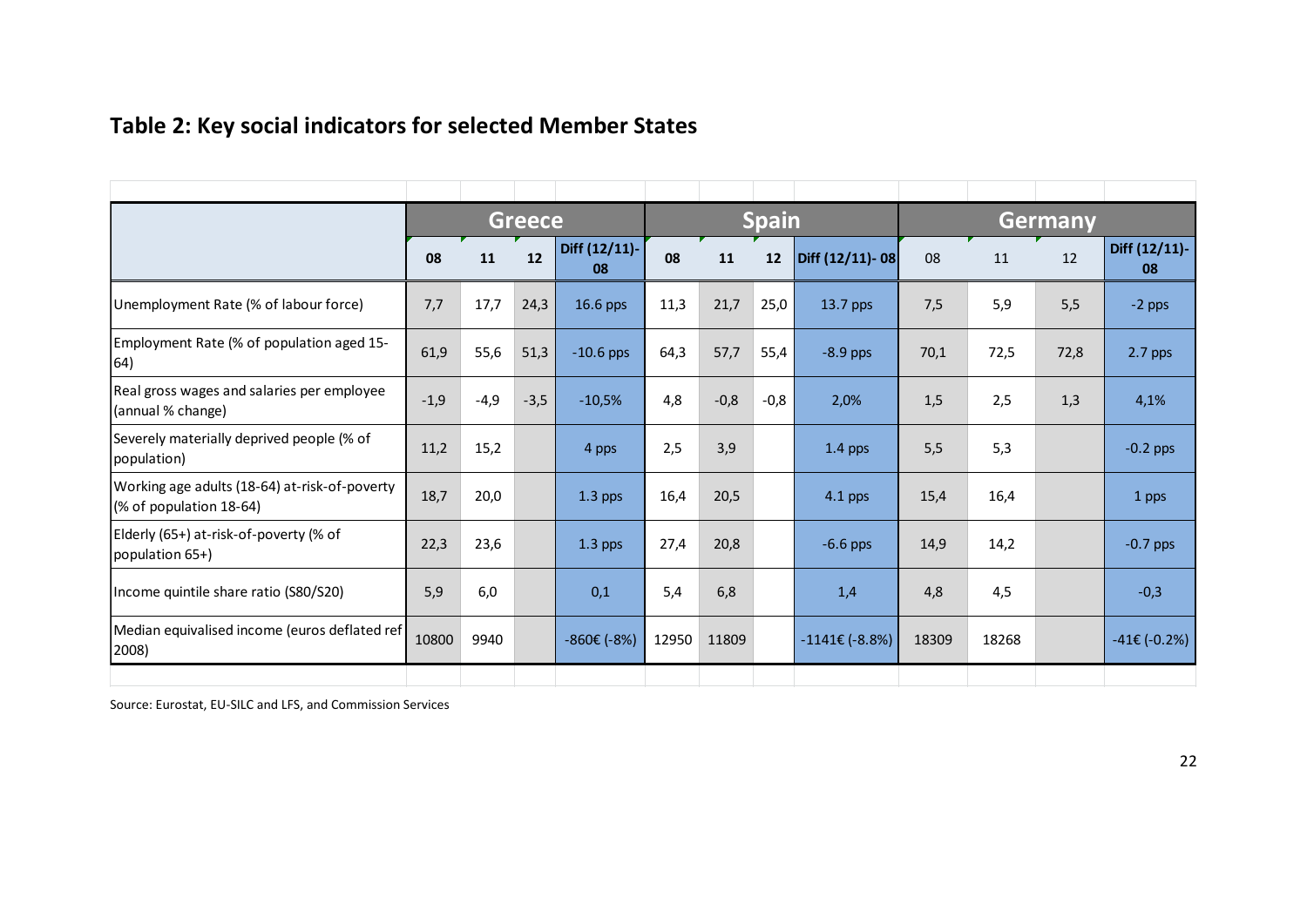## Table 2: Key social indicators for selected Member States

| | Greece | | | | Spain | | | | Germany | | | |
|---|---|---|---|---|---|---|---|---|---|---|---|---|
| | 08 | 11 | 12 | Diff (12/11)-08 | 08 | 11 | 12 | Diff (12/11)- 08 | 08 | 11 | 12 | Diff (12/11)-08 |
| Unemployment Rate (% of labour force) | 7,7 | 17,7 | 24,3 | 16.6 pps | 11,3 | 21,7 | 25,0 | 13.7 pps | 7,5 | 5,9 | 5,5 | -2 pps |
| Employment Rate (% of population aged 15-64) | 61,9 | 55,6 | 51,3 | -10.6 pps | 64,3 | 57,7 | 55,4 | -8.9 pps | 70,1 | 72,5 | 72,8 | 2.7 pps |
| Real gross wages and salaries per employee (annual % change) | -1,9 | -4,9 | -3,5 | -10,5% | 4,8 | -0,8 | -0,8 | 2,0% | 1,5 | 2,5 | 1,3 | 4,1% |
| Severely materially deprived people (% of population) | 11,2 | 15,2 | | 4 pps | 2,5 | 3,9 | | 1.4 pps | 5,5 | 5,3 | | -0.2 pps |
| Working age adults (18-64) at-risk-of-poverty (% of population 18-64) | 18,7 | 20,0 | | 1.3 pps | 16,4 | 20,5 | | 4.1 pps | 15,4 | 16,4 | | 1 pps |
| Elderly (65+) at-risk-of-poverty (% of population 65+) | 22,3 | 23,6 | | 1.3 pps | 27,4 | 20,8 | | -6.6 pps | 14,9 | 14,2 | | -0.7 pps |
| Income quintile share ratio (S80/S20) | 5,9 | 6,0 | | 0,1 | 5,4 | 6,8 | | 1,4 | 4,8 | 4,5 | | -0,3 |
| Median equivalised income (euros deflated ref 2008) | 10800 | 9940 | | -860€ (-8%) | 12950 | 11809 | | -1141€ (-8.8%) | 18309 | 18268 | | -41€ (-0.2%) |

Source: Eurostat, EU-SILC and LFS, and Commission Services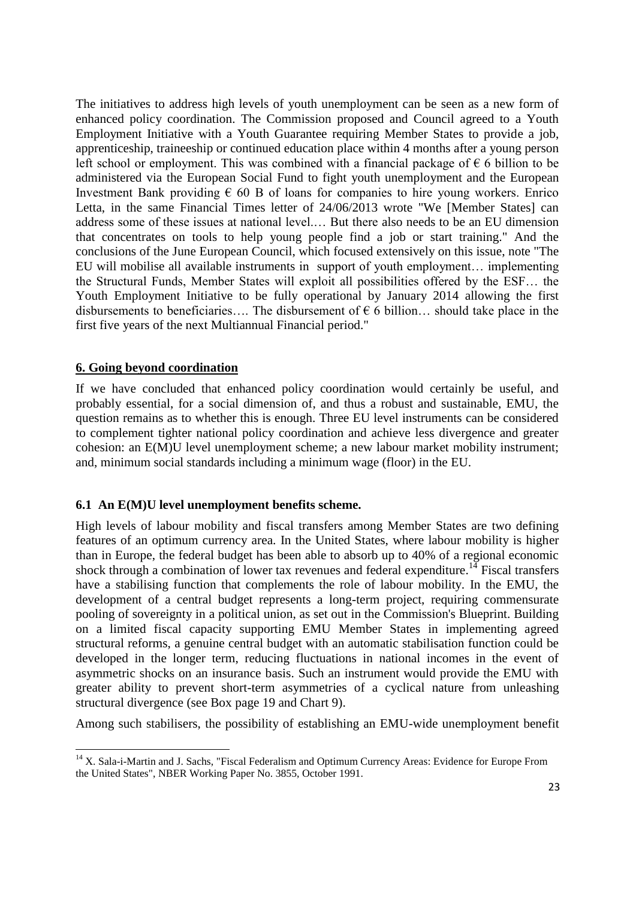The initiatives to address high levels of youth unemployment can be seen as a new form of enhanced policy coordination. The Commission proposed and Council agreed to a Youth Employment Initiative with a Youth Guarantee requiring Member States to provide a job, apprenticeship, traineeship or continued education place within 4 months after a young person left school or employment. This was combined with a financial package of € 6 billion to be administered via the European Social Fund to fight youth unemployment and the European Investment Bank providing € 60 B of loans for companies to hire young workers. Enrico Letta, in the same Financial Times letter of 24/06/2013 wrote "We [Member States] can address some of these issues at national level.… But there also needs to be an EU dimension that concentrates on tools to help young people find a job or start training." And the conclusions of the June European Council, which focused extensively on this issue, note "The EU will mobilise all available instruments in support of youth employment… implementing the Structural Funds, Member States will exploit all possibilities offered by the ESF… the Youth Employment Initiative to be fully operational by January 2014 allowing the first disbursements to beneficiaries…. The disbursement of € 6 billion… should take place in the first five years of the next Multiannual Financial period."

## 6. Going beyond coordination

If we have concluded that enhanced policy coordination would certainly be useful, and probably essential, for a social dimension of, and thus a robust and sustainable, EMU, the question remains as to whether this is enough. Three EU level instruments can be considered to complement tighter national policy coordination and achieve less divergence and greater cohesion: an E(M)U level unemployment scheme; a new labour market mobility instrument; and, minimum social standards including a minimum wage (floor) in the EU.

### 6.1 An E(M)U level unemployment benefits scheme.

High levels of labour mobility and fiscal transfers among Member States are two defining features of an optimum currency area. In the United States, where labour mobility is higher than in Europe, the federal budget has been able to absorb up to 40% of a regional economic shock through a combination of lower tax revenues and federal expenditure.[14] Fiscal transfers have a stabilising function that complements the role of labour mobility. In the EMU, the development of a central budget represents a long-term project, requiring commensurate pooling of sovereignty in a political union, as set out in the Commission's Blueprint. Building on a limited fiscal capacity supporting EMU Member States in implementing agreed structural reforms, a genuine central budget with an automatic stabilisation function could be developed in the longer term, reducing fluctuations in national incomes in the event of asymmetric shocks on an insurance basis. Such an instrument would provide the EMU with greater ability to prevent short-term asymmetries of a cyclical nature from unleashing structural divergence (see Box page 19 and Chart 9).

Among such stabilisers, the possibility of establishing an EMU-wide unemployment benefit

[14] X. Sala-i-Martin and J. Sachs, "Fiscal Federalism and Optimum Currency Areas: Evidence for Europe From the United States", NBER Working Paper No. 3855, October 1991.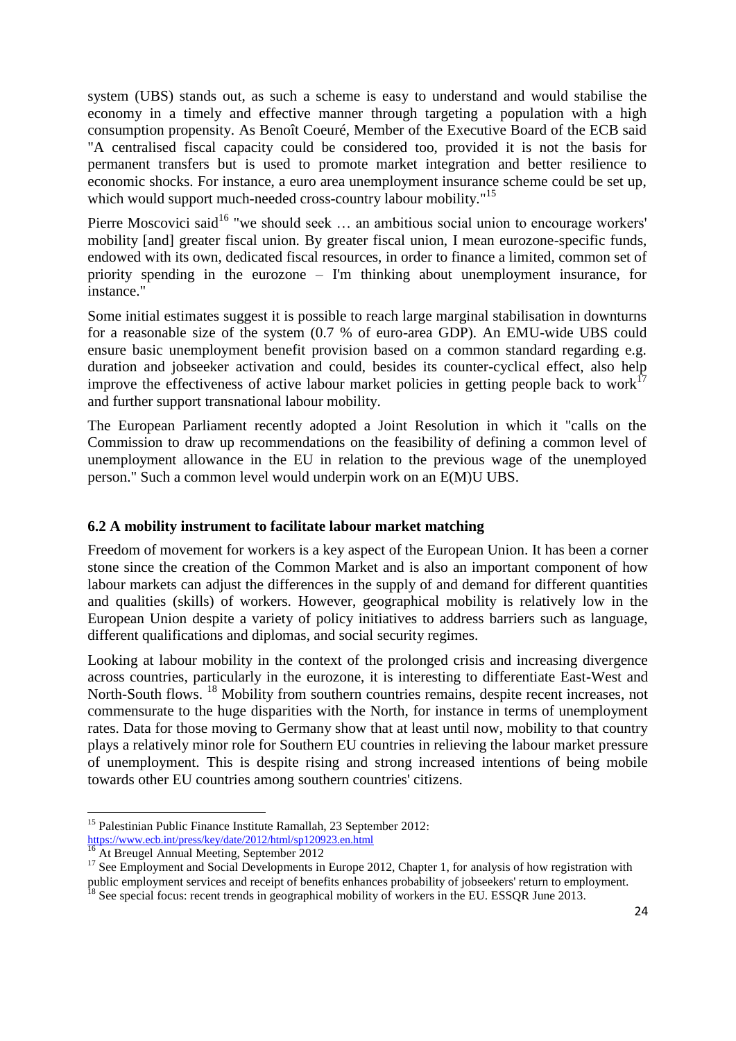system (UBS) stands out, as such a scheme is easy to understand and would stabilise the economy in a timely and effective manner through targeting a population with a high consumption propensity. As Benoît Coeuré, Member of the Executive Board of the ECB said "A centralised fiscal capacity could be considered too, provided it is not the basis for permanent transfers but is used to promote market integration and better resilience to economic shocks. For instance, a euro area unemployment insurance scheme could be set up, which would support much-needed cross-country labour mobility."[15]

Pierre Moscovici said[16] "we should seek … an ambitious social union to encourage workers' mobility [and] greater fiscal union. By greater fiscal union, I mean eurozone-specific funds, endowed with its own, dedicated fiscal resources, in order to finance a limited, common set of priority spending in the eurozone – I'm thinking about unemployment insurance, for instance."

Some initial estimates suggest it is possible to reach large marginal stabilisation in downturns for a reasonable size of the system (0.7 % of euro-area GDP). An EMU-wide UBS could ensure basic unemployment benefit provision based on a common standard regarding e.g. duration and jobseeker activation and could, besides its counter-cyclical effect, also help improve the effectiveness of active labour market policies in getting people back to work[17] and further support transnational labour mobility.

The European Parliament recently adopted a Joint Resolution in which it "calls on the Commission to draw up recommendations on the feasibility of defining a common level of unemployment allowance in the EU in relation to the previous wage of the unemployed person." Such a common level would underpin work on an E(M)U UBS.

### 6.2 A mobility instrument to facilitate labour market matching

Freedom of movement for workers is a key aspect of the European Union. It has been a corner stone since the creation of the Common Market and is also an important component of how labour markets can adjust the differences in the supply of and demand for different quantities and qualities (skills) of workers. However, geographical mobility is relatively low in the European Union despite a variety of policy initiatives to address barriers such as language, different qualifications and diplomas, and social security regimes.

Looking at labour mobility in the context of the prolonged crisis and increasing divergence across countries, particularly in the eurozone, it is interesting to differentiate East-West and North-South flows. [18] Mobility from southern countries remains, despite recent increases, not commensurate to the huge disparities with the North, for instance in terms of unemployment rates. Data for those moving to Germany show that at least until now, mobility to that country plays a relatively minor role for Southern EU countries in relieving the labour market pressure of unemployment. This is despite rising and strong increased intentions of being mobile towards other EU countries among southern countries' citizens.

---

[15] Palestinian Public Finance Institute Ramallah, 23 September 2012: https://www.ecb.int/press/key/date/2012/html/sp120923.en.html

[16] At Breugel Annual Meeting, September 2012

[17] See Employment and Social Developments in Europe 2012, Chapter 1, for analysis of how registration with public employment services and receipt of benefits enhances probability of jobseekers' return to employment.

[18] See special focus: recent trends in geographical mobility of workers in the EU. ESSQR June 2013.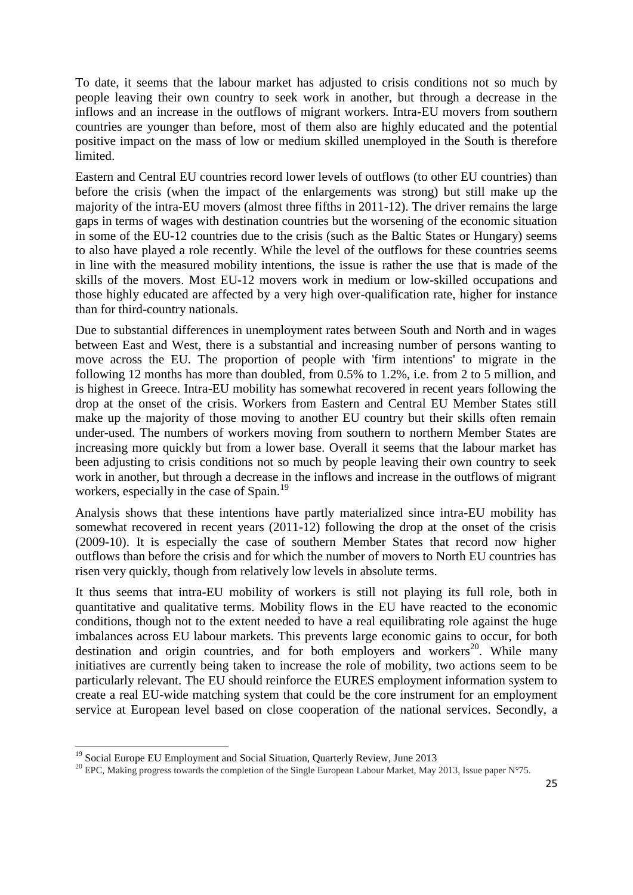To date, it seems that the labour market has adjusted to crisis conditions not so much by people leaving their own country to seek work in another, but through a decrease in the inflows and an increase in the outflows of migrant workers. Intra-EU movers from southern countries are younger than before, most of them also are highly educated and the potential positive impact on the mass of low or medium skilled unemployed in the South is therefore limited.

Eastern and Central EU countries record lower levels of outflows (to other EU countries) than before the crisis (when the impact of the enlargements was strong) but still make up the majority of the intra-EU movers (almost three fifths in 2011-12). The driver remains the large gaps in terms of wages with destination countries but the worsening of the economic situation in some of the EU-12 countries due to the crisis (such as the Baltic States or Hungary) seems to also have played a role recently. While the level of the outflows for these countries seems in line with the measured mobility intentions, the issue is rather the use that is made of the skills of the movers. Most EU-12 movers work in medium or low-skilled occupations and those highly educated are affected by a very high over-qualification rate, higher for instance than for third-country nationals.

Due to substantial differences in unemployment rates between South and North and in wages between East and West, there is a substantial and increasing number of persons wanting to move across the EU. The proportion of people with 'firm intentions' to migrate in the following 12 months has more than doubled, from 0.5% to 1.2%, i.e. from 2 to 5 million, and is highest in Greece. Intra-EU mobility has somewhat recovered in recent years following the drop at the onset of the crisis. Workers from Eastern and Central EU Member States still make up the majority of those moving to another EU country but their skills often remain under-used. The numbers of workers moving from southern to northern Member States are increasing more quickly but from a lower base. Overall it seems that the labour market has been adjusting to crisis conditions not so much by people leaving their own country to seek work in another, but through a decrease in the inflows and increase in the outflows of migrant workers, especially in the case of Spain.[19]

Analysis shows that these intentions have partly materialized since intra-EU mobility has somewhat recovered in recent years (2011-12) following the drop at the onset of the crisis (2009-10). It is especially the case of southern Member States that record now higher outflows than before the crisis and for which the number of movers to North EU countries has risen very quickly, though from relatively low levels in absolute terms.

It thus seems that intra-EU mobility of workers is still not playing its full role, both in quantitative and qualitative terms. Mobility flows in the EU have reacted to the economic conditions, though not to the extent needed to have a real equilibrating role against the huge imbalances across EU labour markets. This prevents large economic gains to occur, for both destination and origin countries, and for both employers and workers[20]. While many initiatives are currently being taken to increase the role of mobility, two actions seem to be particularly relevant. The EU should reinforce the EURES employment information system to create a real EU-wide matching system that could be the core instrument for an employment service at European level based on close cooperation of the national services. Secondly, a

---

[19] Social Europe EU Employment and Social Situation, Quarterly Review, June 2013

[20] EPC, Making progress towards the completion of the Single European Labour Market, May 2013, Issue paper N°75.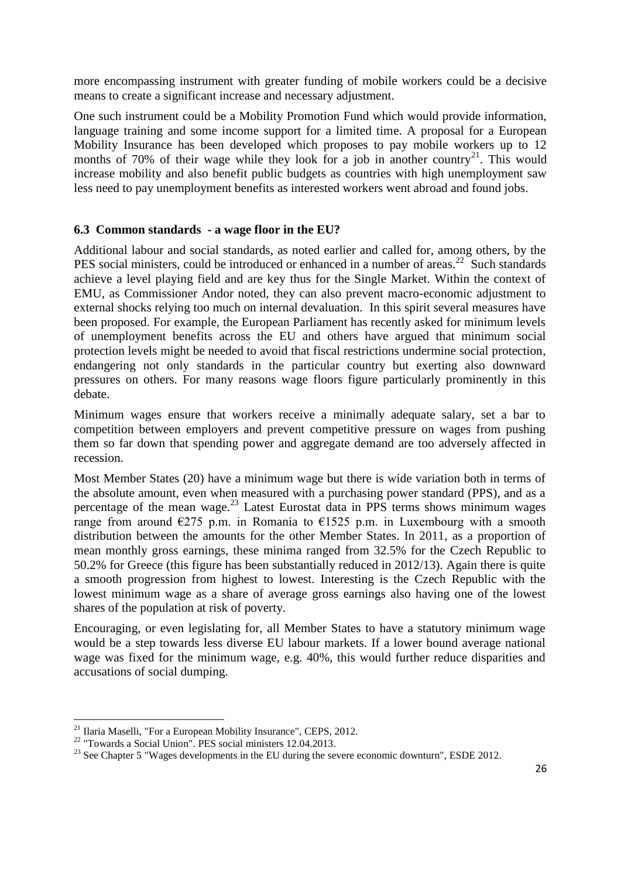more encompassing instrument with greater funding of mobile workers could be a decisive means to create a significant increase and necessary adjustment.

One such instrument could be a Mobility Promotion Fund which would provide information, language training and some income support for a limited time. A proposal for a European Mobility Insurance has been developed which proposes to pay mobile workers up to 12 months of 70% of their wage while they look for a job in another country[21]. This would increase mobility and also benefit public budgets as countries with high unemployment saw less need to pay unemployment benefits as interested workers went abroad and found jobs.

### 6.3 Common standards - a wage floor in the EU?

Additional labour and social standards, as noted earlier and called for, among others, by the PES social ministers, could be introduced or enhanced in a number of areas.[22] Such standards achieve a level playing field and are key thus for the Single Market. Within the context of EMU, as Commissioner Andor noted, they can also prevent macro-economic adjustment to external shocks relying too much on internal devaluation. In this spirit several measures have been proposed. For example, the European Parliament has recently asked for minimum levels of unemployment benefits across the EU and others have argued that minimum social protection levels might be needed to avoid that fiscal restrictions undermine social protection, endangering not only standards in the particular country but exerting also downward pressures on others. For many reasons wage floors figure particularly prominently in this debate.

Minimum wages ensure that workers receive a minimally adequate salary, set a bar to competition between employers and prevent competitive pressure on wages from pushing them so far down that spending power and aggregate demand are too adversely affected in recession.

Most Member States (20) have a minimum wage but there is wide variation both in terms of the absolute amount, even when measured with a purchasing power standard (PPS), and as a percentage of the mean wage.[23] Latest Eurostat data in PPS terms shows minimum wages range from around €275 p.m. in Romania to €1525 p.m. in Luxembourg with a smooth distribution between the amounts for the other Member States. In 2011, as a proportion of mean monthly gross earnings, these minima ranged from 32.5% for the Czech Republic to 50.2% for Greece (this figure has been substantially reduced in 2012/13). Again there is quite a smooth progression from highest to lowest. Interesting is the Czech Republic with the lowest minimum wage as a share of average gross earnings also having one of the lowest shares of the population at risk of poverty.

Encouraging, or even legislating for, all Member States to have a statutory minimum wage would be a step towards less diverse EU labour markets. If a lower bound average national wage was fixed for the minimum wage, e.g. 40%, this would further reduce disparities and accusations of social dumping.

---

[21] Ilaria Maselli, "For a European Mobility Insurance", CEPS, 2012.

[22] "Towards a Social Union". PES social ministers 12.04.2013.

[23] See Chapter 5 "Wages developments in the EU during the severe economic downturn", ESDE 2012.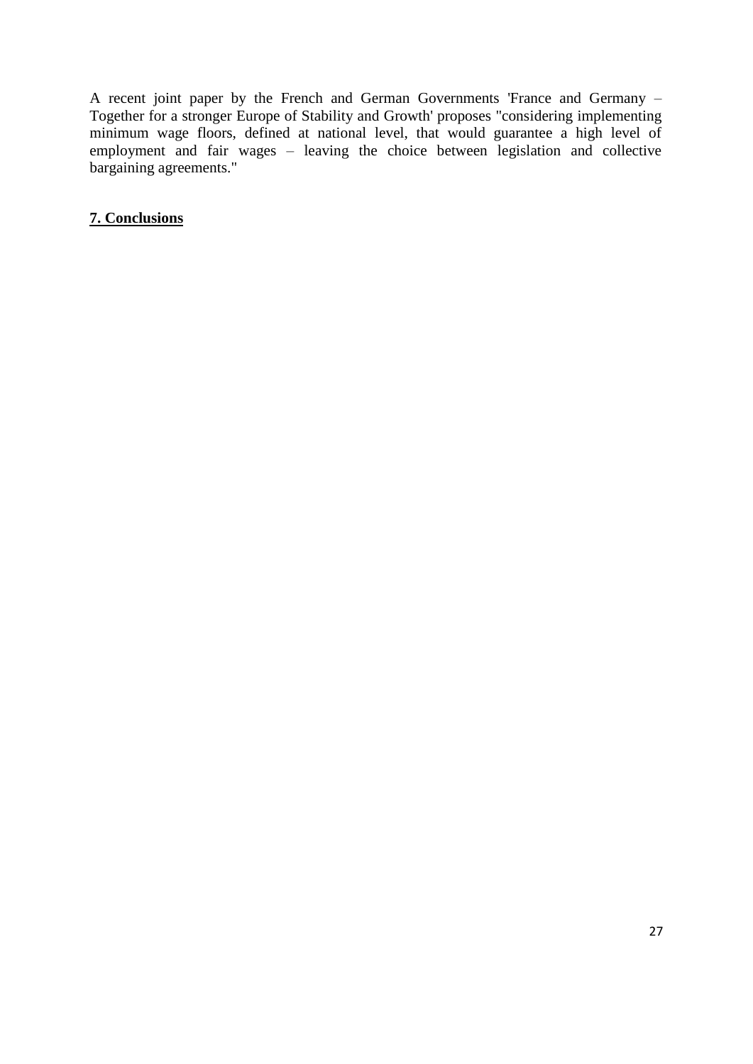A recent joint paper by the French and German Governments 'France and Germany – Together for a stronger Europe of Stability and Growth' proposes "considering implementing minimum wage floors, defined at national level, that would guarantee a high level of employment and fair wages – leaving the choice between legislation and collective bargaining agreements."

## 7. Conclusions